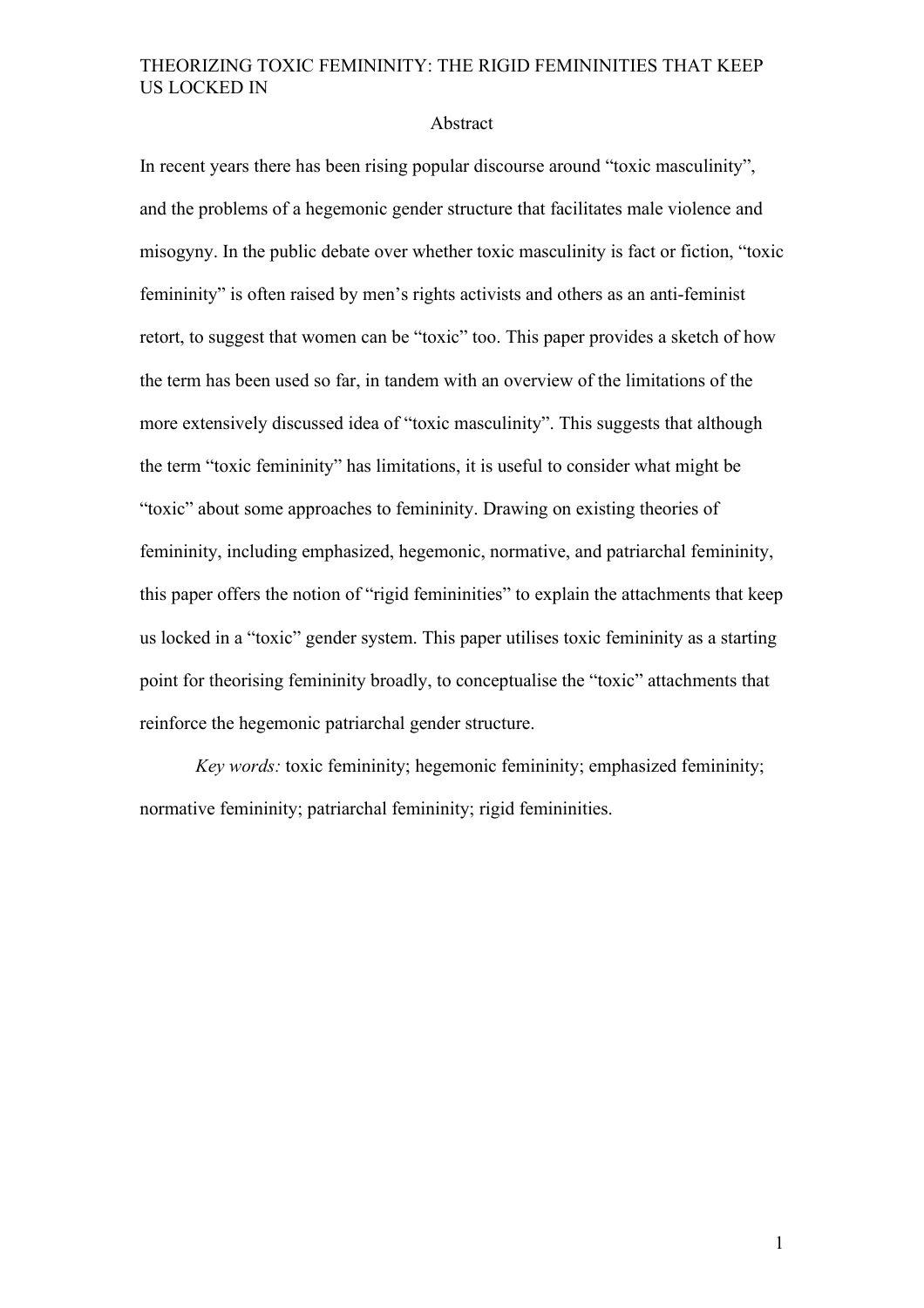# THEORIZING TOXIC FEMININITY: THE RIGID FEMININITIES THAT KEEP US LOCKED IN

## Abstract

In recent years there has been rising popular discourse around "toxic masculinity", and the problems of a hegemonic gender structure that facilitates male violence and misogyny. In the public debate over whether toxic masculinity is fact or fiction, "toxic femininity" is often raised by men's rights activists and others as an anti-feminist retort, to suggest that women can be "toxic" too. This paper provides a sketch of how the term has been used so far, in tandem with an overview of the limitations of the more extensively discussed idea of "toxic masculinity". This suggests that although the term "toxic femininity" has limitations, it is useful to consider what might be "toxic" about some approaches to femininity. Drawing on existing theories of femininity, including emphasized, hegemonic, normative, and patriarchal femininity, this paper offers the notion of "rigid femininities" to explain the attachments that keep us locked in a "toxic" gender system. This paper utilises toxic femininity as a starting point for theorising femininity broadly, to conceptualise the "toxic" attachments that reinforce the hegemonic patriarchal gender structure.

*Key words:* toxic femininity; hegemonic femininity; emphasized femininity; normative femininity; patriarchal femininity; rigid femininities.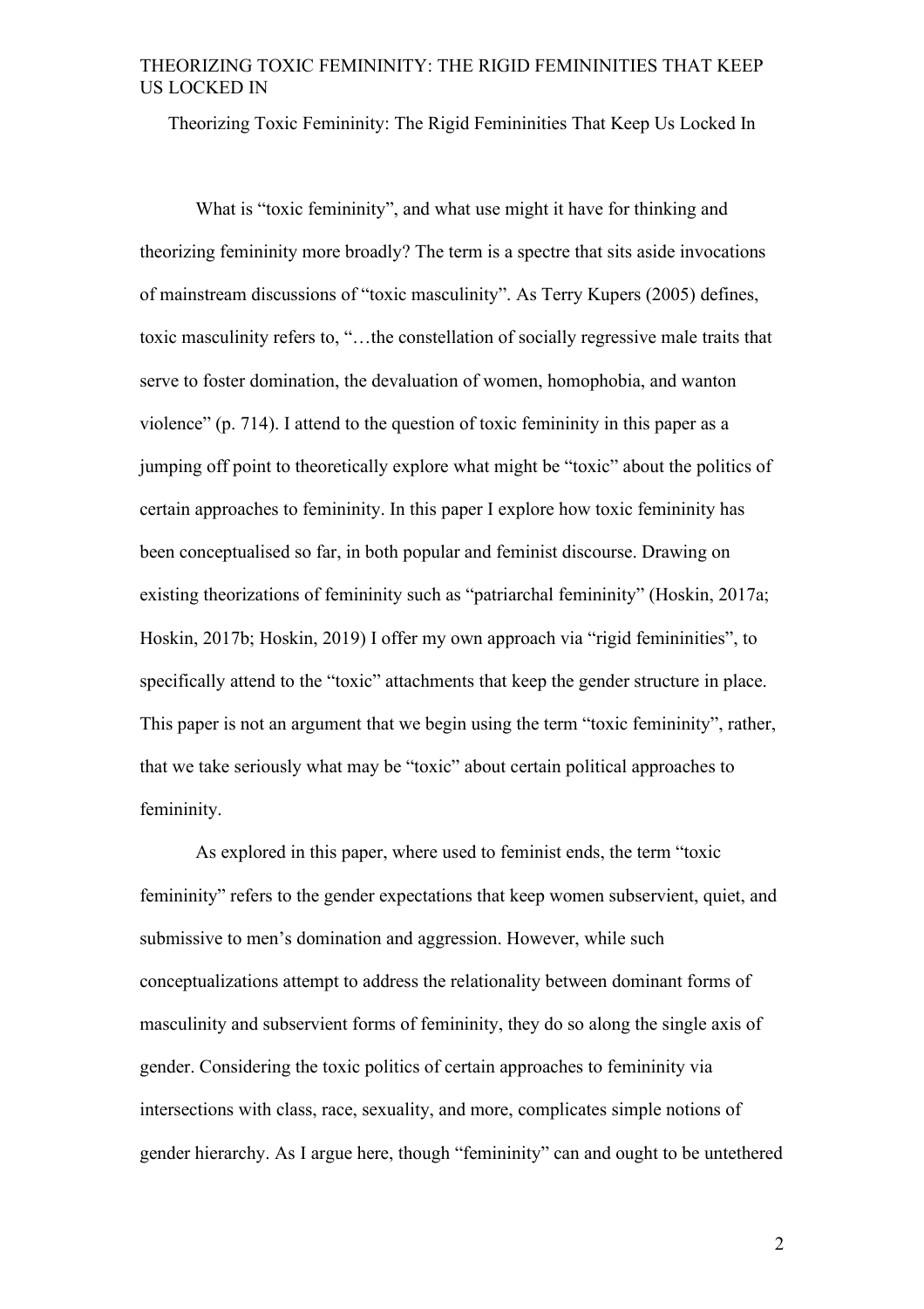Theorizing Toxic Femininity: The Rigid Femininities That Keep Us Locked In

What is "toxic femininity", and what use might it have for thinking and theorizing femininity more broadly? The term is a spectre that sits aside invocations of mainstream discussions of "toxic masculinity". As Terry Kupers (2005) defines, toxic masculinity refers to, "…the constellation of socially regressive male traits that serve to foster domination, the devaluation of women, homophobia, and wanton violence" (p. 714). I attend to the question of toxic femininity in this paper as a jumping off point to theoretically explore what might be "toxic" about the politics of certain approaches to femininity. In this paper I explore how toxic femininity has been conceptualised so far, in both popular and feminist discourse. Drawing on existing theorizations of femininity such as "patriarchal femininity" (Hoskin, 2017a; Hoskin, 2017b; Hoskin, 2019) I offer my own approach via "rigid femininities", to specifically attend to the "toxic" attachments that keep the gender structure in place. This paper is not an argument that we begin using the term "toxic femininity", rather, that we take seriously what may be "toxic" about certain political approaches to femininity.

As explored in this paper, where used to feminist ends, the term "toxic femininity" refers to the gender expectations that keep women subservient, quiet, and submissive to men's domination and aggression. However, while such conceptualizations attempt to address the relationality between dominant forms of masculinity and subservient forms of femininity, they do so along the single axis of gender. Considering the toxic politics of certain approaches to femininity via intersections with class, race, sexuality, and more, complicates simple notions of gender hierarchy. As I argue here, though "femininity" can and ought to be untethered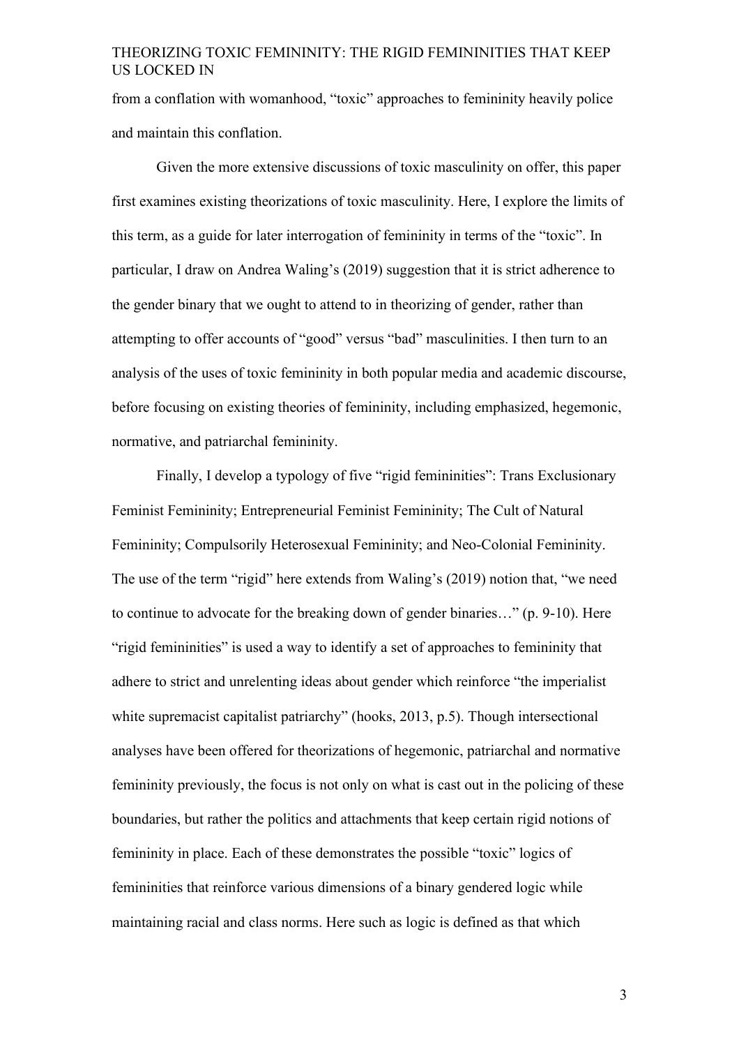from a conflation with womanhood, "toxic" approaches to femininity heavily police and maintain this conflation.

Given the more extensive discussions of toxic masculinity on offer, this paper first examines existing theorizations of toxic masculinity. Here, I explore the limits of this term, as a guide for later interrogation of femininity in terms of the "toxic". In particular, I draw on Andrea Waling's (2019) suggestion that it is strict adherence to the gender binary that we ought to attend to in theorizing of gender, rather than attempting to offer accounts of "good" versus "bad" masculinities. I then turn to an analysis of the uses of toxic femininity in both popular media and academic discourse, before focusing on existing theories of femininity, including emphasized, hegemonic, normative, and patriarchal femininity.

Finally, I develop a typology of five "rigid femininities": Trans Exclusionary Feminist Femininity; Entrepreneurial Feminist Femininity; The Cult of Natural Femininity; Compulsorily Heterosexual Femininity; and Neo-Colonial Femininity. The use of the term "rigid" here extends from Waling's (2019) notion that, "we need to continue to advocate for the breaking down of gender binaries…" (p. 9-10). Here "rigid femininities" is used a way to identify a set of approaches to femininity that adhere to strict and unrelenting ideas about gender which reinforce "the imperialist white supremacist capitalist patriarchy" (hooks, 2013, p.5). Though intersectional analyses have been offered for theorizations of hegemonic, patriarchal and normative femininity previously, the focus is not only on what is cast out in the policing of these boundaries, but rather the politics and attachments that keep certain rigid notions of femininity in place. Each of these demonstrates the possible "toxic" logics of femininities that reinforce various dimensions of a binary gendered logic while maintaining racial and class norms. Here such as logic is defined as that which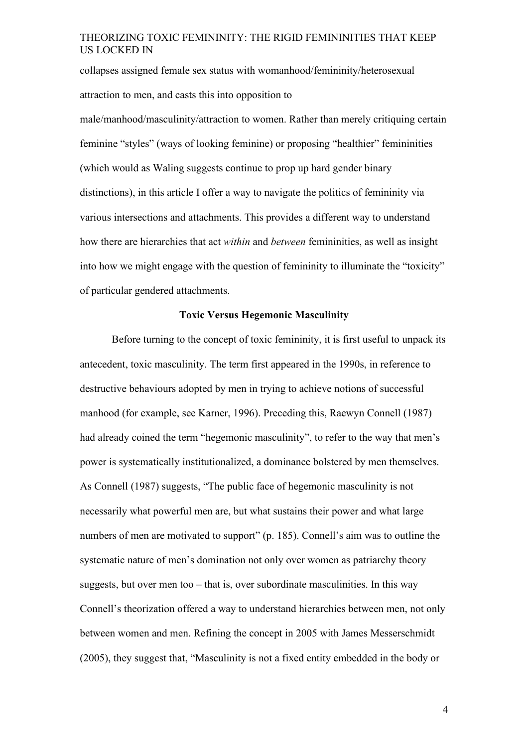collapses assigned female sex status with womanhood/femininity/heterosexual attraction to men, and casts this into opposition to male/manhood/masculinity/attraction to women. Rather than merely critiquing certain feminine "styles" (ways of looking feminine) or proposing "healthier" femininities (which would as Waling suggests continue to prop up hard gender binary distinctions), in this article I offer a way to navigate the politics of femininity via various intersections and attachments. This provides a different way to understand how there are hierarchies that act *within* and *between* femininities, as well as insight into how we might engage with the question of femininity to illuminate the "toxicity" of particular gendered attachments.

## Toxic Versus Hegemonic Masculinity

Before turning to the concept of toxic femininity, it is first useful to unpack its antecedent, toxic masculinity. The term first appeared in the 1990s, in reference to destructive behaviours adopted by men in trying to achieve notions of successful manhood (for example, see Karner, 1996). Preceding this, Raewyn Connell (1987) had already coined the term "hegemonic masculinity", to refer to the way that men's power is systematically institutionalized, a dominance bolstered by men themselves. As Connell (1987) suggests, "The public face of hegemonic masculinity is not necessarily what powerful men are, but what sustains their power and what large numbers of men are motivated to support" (p. 185). Connell's aim was to outline the systematic nature of men's domination not only over women as patriarchy theory suggests, but over men too – that is, over subordinate masculinities. In this way Connell's theorization offered a way to understand hierarchies between men, not only between women and men. Refining the concept in 2005 with James Messerschmidt (2005), they suggest that, "Masculinity is not a fixed entity embedded in the body or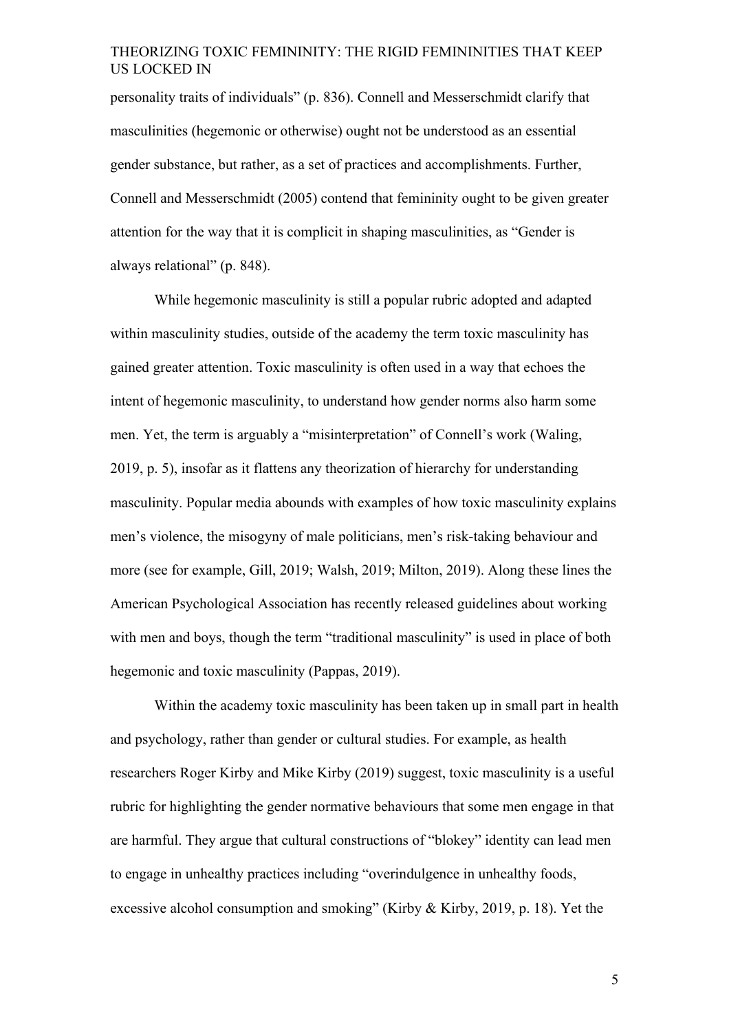personality traits of individuals" (p. 836). Connell and Messerschmidt clarify that masculinities (hegemonic or otherwise) ought not be understood as an essential gender substance, but rather, as a set of practices and accomplishments. Further, Connell and Messerschmidt (2005) contend that femininity ought to be given greater attention for the way that it is complicit in shaping masculinities, as "Gender is always relational" (p. 848).

While hegemonic masculinity is still a popular rubric adopted and adapted within masculinity studies, outside of the academy the term toxic masculinity has gained greater attention. Toxic masculinity is often used in a way that echoes the intent of hegemonic masculinity, to understand how gender norms also harm some men. Yet, the term is arguably a "misinterpretation" of Connell's work (Waling, 2019, p. 5), insofar as it flattens any theorization of hierarchy for understanding masculinity. Popular media abounds with examples of how toxic masculinity explains men's violence, the misogyny of male politicians, men's risk-taking behaviour and more (see for example, Gill, 2019; Walsh, 2019; Milton, 2019). Along these lines the American Psychological Association has recently released guidelines about working with men and boys, though the term "traditional masculinity" is used in place of both hegemonic and toxic masculinity (Pappas, 2019).

Within the academy toxic masculinity has been taken up in small part in health and psychology, rather than gender or cultural studies. For example, as health researchers Roger Kirby and Mike Kirby (2019) suggest, toxic masculinity is a useful rubric for highlighting the gender normative behaviours that some men engage in that are harmful. They argue that cultural constructions of "blokey" identity can lead men to engage in unhealthy practices including "overindulgence in unhealthy foods, excessive alcohol consumption and smoking" (Kirby & Kirby, 2019, p. 18). Yet the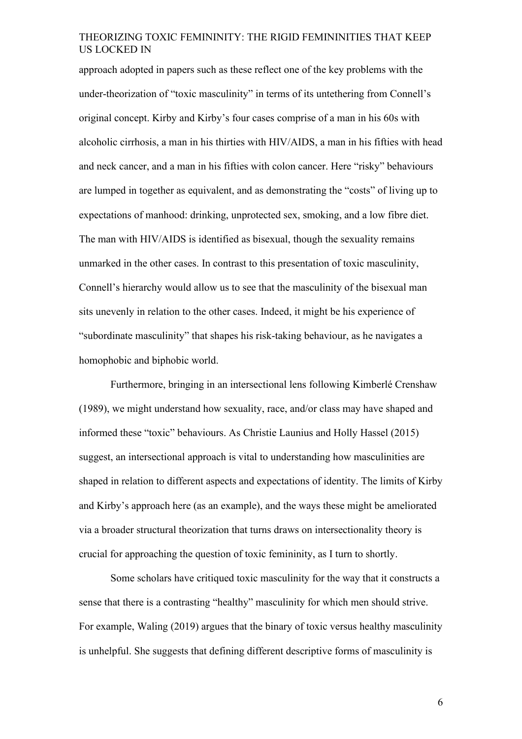approach adopted in papers such as these reflect one of the key problems with the under-theorization of "toxic masculinity" in terms of its untethering from Connell's original concept. Kirby and Kirby's four cases comprise of a man in his 60s with alcoholic cirrhosis, a man in his thirties with HIV/AIDS, a man in his fifties with head and neck cancer, and a man in his fifties with colon cancer. Here "risky" behaviours are lumped in together as equivalent, and as demonstrating the "costs" of living up to expectations of manhood: drinking, unprotected sex, smoking, and a low fibre diet. The man with HIV/AIDS is identified as bisexual, though the sexuality remains unmarked in the other cases. In contrast to this presentation of toxic masculinity, Connell's hierarchy would allow us to see that the masculinity of the bisexual man sits unevenly in relation to the other cases. Indeed, it might be his experience of "subordinate masculinity" that shapes his risk-taking behaviour, as he navigates a homophobic and biphobic world.

Furthermore, bringing in an intersectional lens following Kimberlé Crenshaw (1989), we might understand how sexuality, race, and/or class may have shaped and informed these "toxic" behaviours. As Christie Launius and Holly Hassel (2015) suggest, an intersectional approach is vital to understanding how masculinities are shaped in relation to different aspects and expectations of identity. The limits of Kirby and Kirby's approach here (as an example), and the ways these might be ameliorated via a broader structural theorization that turns draws on intersectionality theory is crucial for approaching the question of toxic femininity, as I turn to shortly.

Some scholars have critiqued toxic masculinity for the way that it constructs a sense that there is a contrasting "healthy" masculinity for which men should strive. For example, Waling (2019) argues that the binary of toxic versus healthy masculinity is unhelpful. She suggests that defining different descriptive forms of masculinity is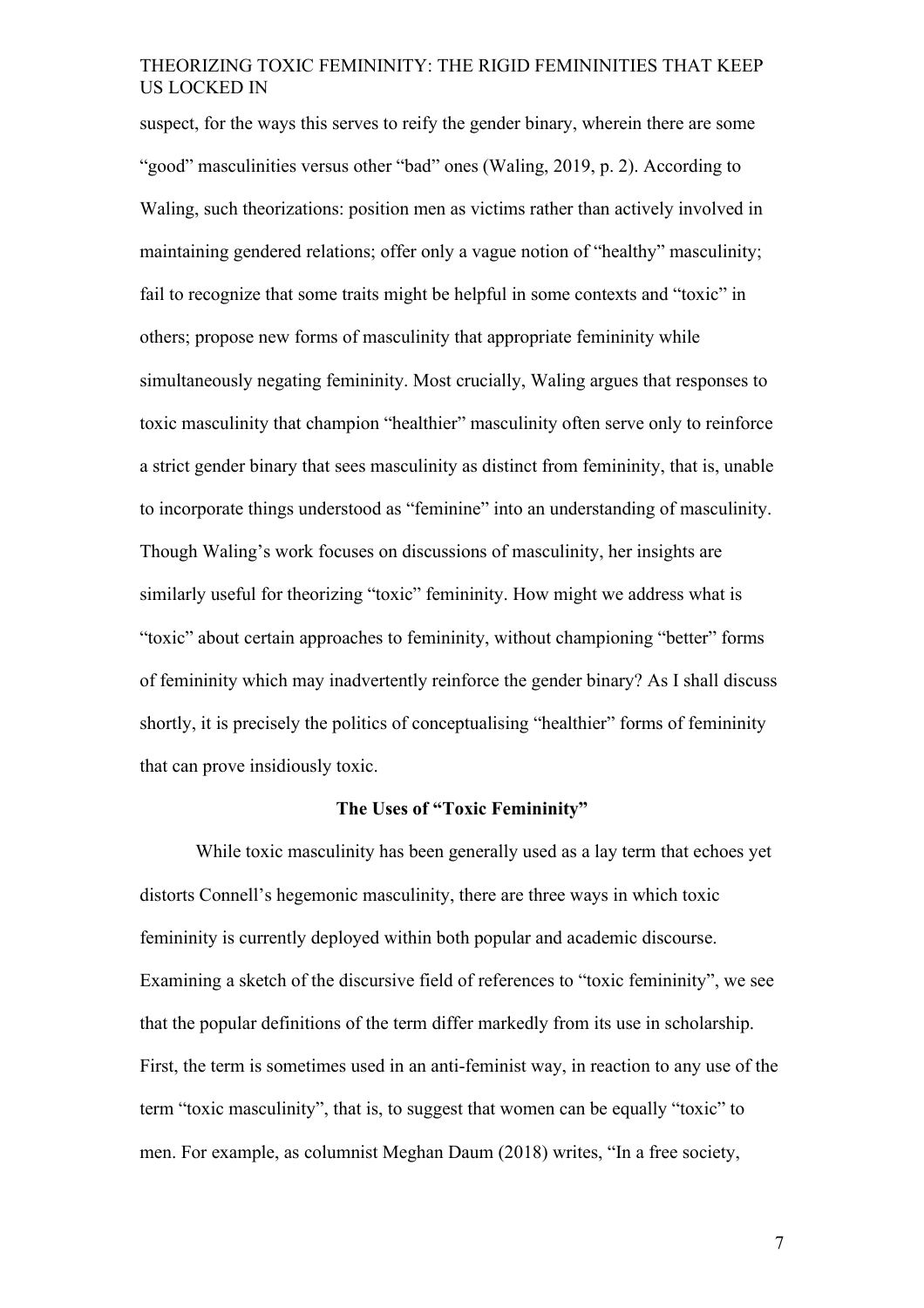suspect, for the ways this serves to reify the gender binary, wherein there are some "good" masculinities versus other "bad" ones (Waling, 2019, p. 2). According to Waling, such theorizations: position men as victims rather than actively involved in maintaining gendered relations; offer only a vague notion of "healthy" masculinity; fail to recognize that some traits might be helpful in some contexts and "toxic" in others; propose new forms of masculinity that appropriate femininity while simultaneously negating femininity. Most crucially, Waling argues that responses to toxic masculinity that champion "healthier" masculinity often serve only to reinforce a strict gender binary that sees masculinity as distinct from femininity, that is, unable to incorporate things understood as "feminine" into an understanding of masculinity. Though Waling's work focuses on discussions of masculinity, her insights are similarly useful for theorizing "toxic" femininity. How might we address what is "toxic" about certain approaches to femininity, without championing "better" forms of femininity which may inadvertently reinforce the gender binary? As I shall discuss shortly, it is precisely the politics of conceptualising "healthier" forms of femininity that can prove insidiously toxic.

## The Uses of "Toxic Femininity"

While toxic masculinity has been generally used as a lay term that echoes yet distorts Connell's hegemonic masculinity, there are three ways in which toxic femininity is currently deployed within both popular and academic discourse. Examining a sketch of the discursive field of references to "toxic femininity", we see that the popular definitions of the term differ markedly from its use in scholarship. First, the term is sometimes used in an anti-feminist way, in reaction to any use of the term "toxic masculinity", that is, to suggest that women can be equally "toxic" to men. For example, as columnist Meghan Daum (2018) writes, "In a free society,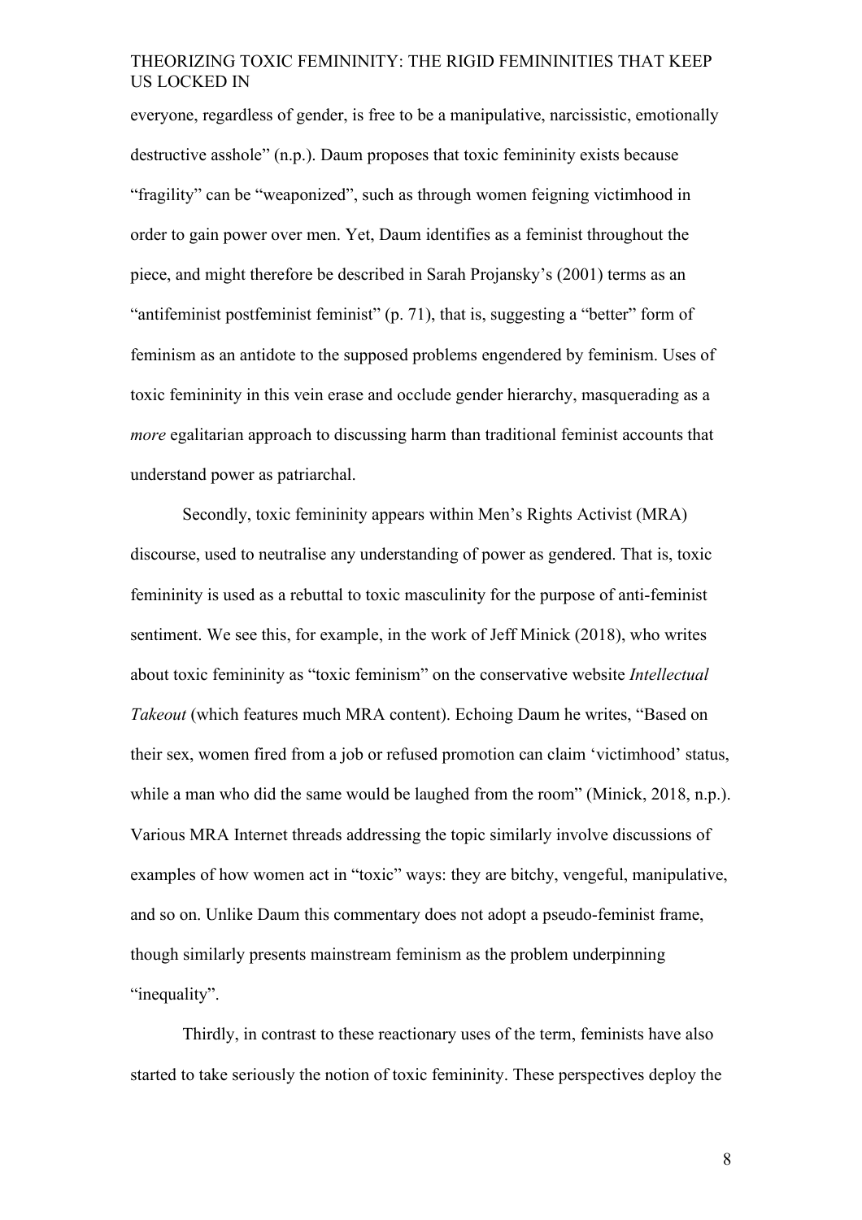everyone, regardless of gender, is free to be a manipulative, narcissistic, emotionally destructive asshole" (n.p.). Daum proposes that toxic femininity exists because "fragility" can be "weaponized", such as through women feigning victimhood in order to gain power over men. Yet, Daum identifies as a feminist throughout the piece, and might therefore be described in Sarah Projansky's (2001) terms as an "antifeminist postfeminist feminist" (p. 71), that is, suggesting a "better" form of feminism as an antidote to the supposed problems engendered by feminism. Uses of toxic femininity in this vein erase and occlude gender hierarchy, masquerading as a *more* egalitarian approach to discussing harm than traditional feminist accounts that understand power as patriarchal.

Secondly, toxic femininity appears within Men's Rights Activist (MRA) discourse, used to neutralise any understanding of power as gendered. That is, toxic femininity is used as a rebuttal to toxic masculinity for the purpose of anti-feminist sentiment. We see this, for example, in the work of Jeff Minick (2018), who writes about toxic femininity as "toxic feminism" on the conservative website *Intellectual Takeout* (which features much MRA content). Echoing Daum he writes, "Based on their sex, women fired from a job or refused promotion can claim 'victimhood' status, while a man who did the same would be laughed from the room" (Minick, 2018, n.p.). Various MRA Internet threads addressing the topic similarly involve discussions of examples of how women act in "toxic" ways: they are bitchy, vengeful, manipulative, and so on. Unlike Daum this commentary does not adopt a pseudo-feminist frame, though similarly presents mainstream feminism as the problem underpinning "inequality".

Thirdly, in contrast to these reactionary uses of the term, feminists have also started to take seriously the notion of toxic femininity. These perspectives deploy the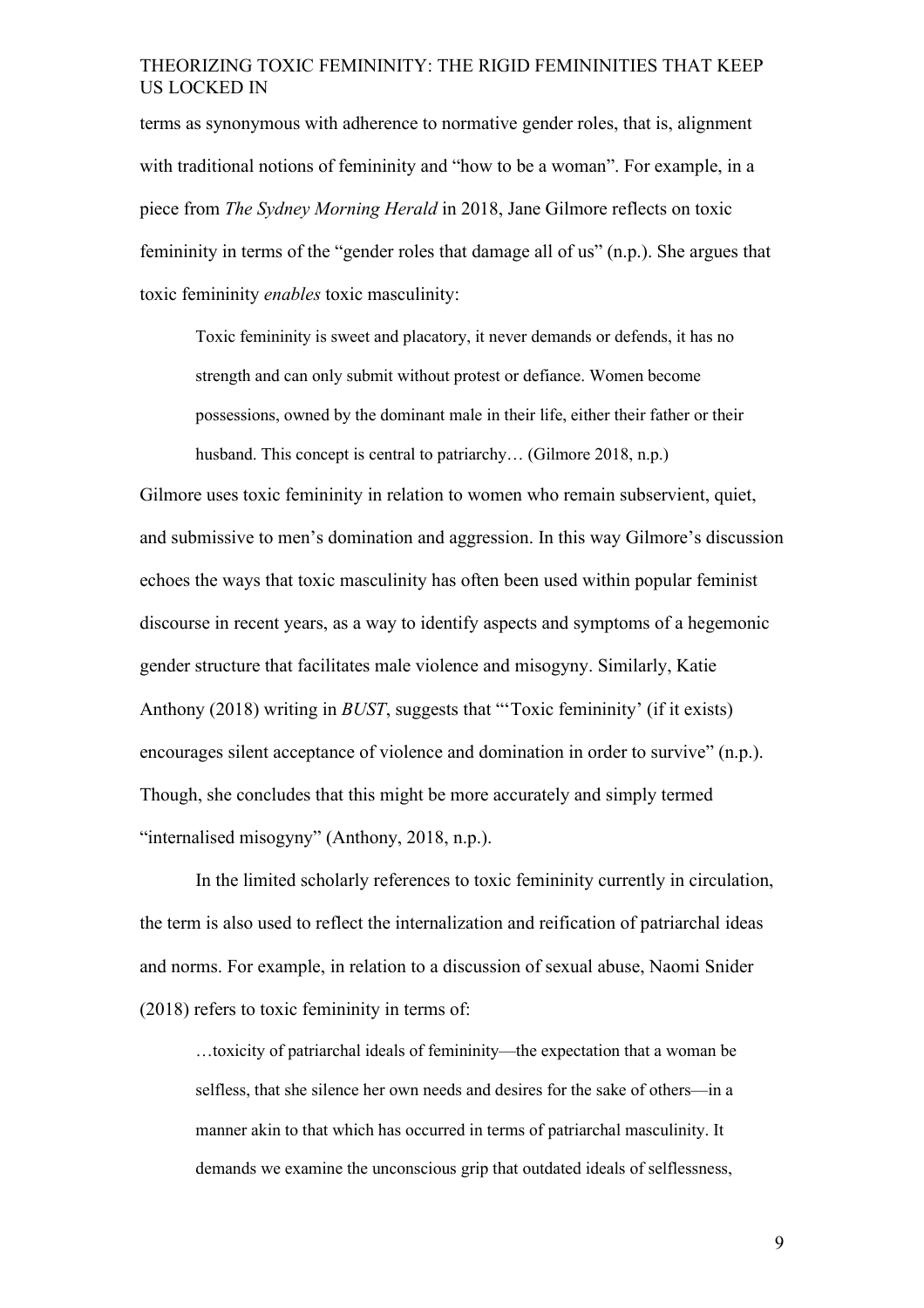terms as synonymous with adherence to normative gender roles, that is, alignment with traditional notions of femininity and "how to be a woman". For example, in a piece from *The Sydney Morning Herald* in 2018, Jane Gilmore reflects on toxic femininity in terms of the "gender roles that damage all of us" (n.p.). She argues that toxic femininity *enables* toxic masculinity:

> Toxic femininity is sweet and placatory, it never demands or defends, it has no strength and can only submit without protest or defiance. Women become possessions, owned by the dominant male in their life, either their father or their husband. This concept is central to patriarchy… (Gilmore 2018, n.p.)

Gilmore uses toxic femininity in relation to women who remain subservient, quiet, and submissive to men's domination and aggression. In this way Gilmore's discussion echoes the ways that toxic masculinity has often been used within popular feminist discourse in recent years, as a way to identify aspects and symptoms of a hegemonic gender structure that facilitates male violence and misogyny. Similarly, Katie Anthony (2018) writing in *BUST*, suggests that "'Toxic femininity' (if it exists) encourages silent acceptance of violence and domination in order to survive" (n.p.). Though, she concludes that this might be more accurately and simply termed "internalised misogyny" (Anthony, 2018, n.p.).

In the limited scholarly references to toxic femininity currently in circulation, the term is also used to reflect the internalization and reification of patriarchal ideas and norms. For example, in relation to a discussion of sexual abuse, Naomi Snider (2018) refers to toxic femininity in terms of:

> …toxicity of patriarchal ideals of femininity—the expectation that a woman be selfless, that she silence her own needs and desires for the sake of others—in a manner akin to that which has occurred in terms of patriarchal masculinity. It demands we examine the unconscious grip that outdated ideals of selflessness,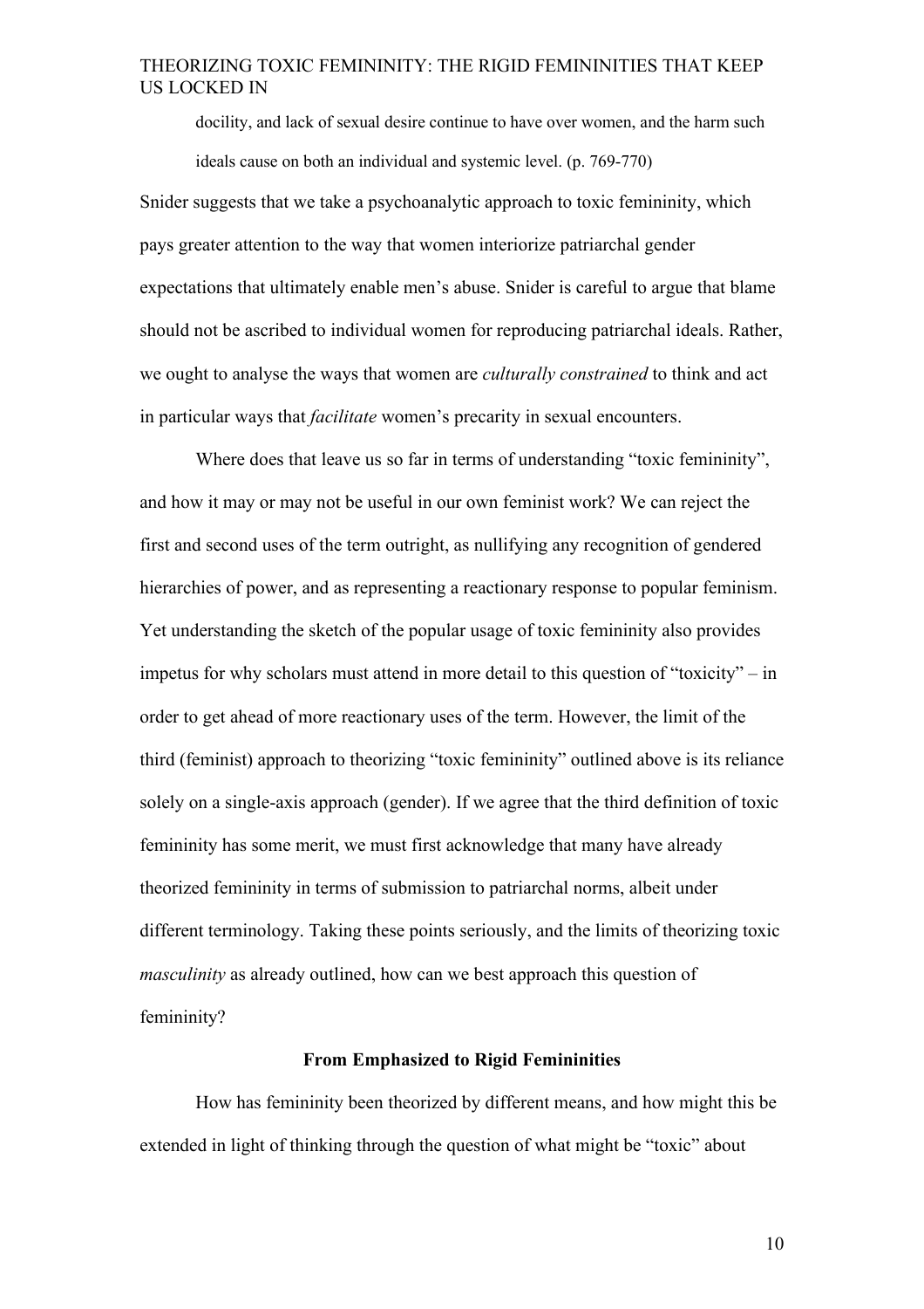> docility, and lack of sexual desire continue to have over women, and the harm such ideals cause on both an individual and systemic level. (p. 769-770)

Snider suggests that we take a psychoanalytic approach to toxic femininity, which pays greater attention to the way that women interiorize patriarchal gender expectations that ultimately enable men's abuse. Snider is careful to argue that blame should not be ascribed to individual women for reproducing patriarchal ideals. Rather, we ought to analyse the ways that women are *culturally constrained* to think and act in particular ways that *facilitate* women's precarity in sexual encounters.

Where does that leave us so far in terms of understanding "toxic femininity", and how it may or may not be useful in our own feminist work? We can reject the first and second uses of the term outright, as nullifying any recognition of gendered hierarchies of power, and as representing a reactionary response to popular feminism. Yet understanding the sketch of the popular usage of toxic femininity also provides impetus for why scholars must attend in more detail to this question of "toxicity" – in order to get ahead of more reactionary uses of the term. However, the limit of the third (feminist) approach to theorizing "toxic femininity" outlined above is its reliance solely on a single-axis approach (gender). If we agree that the third definition of toxic femininity has some merit, we must first acknowledge that many have already theorized femininity in terms of submission to patriarchal norms, albeit under different terminology. Taking these points seriously, and the limits of theorizing toxic *masculinity* as already outlined, how can we best approach this question of femininity?

## From Emphasized to Rigid Femininities

How has femininity been theorized by different means, and how might this be extended in light of thinking through the question of what might be "toxic" about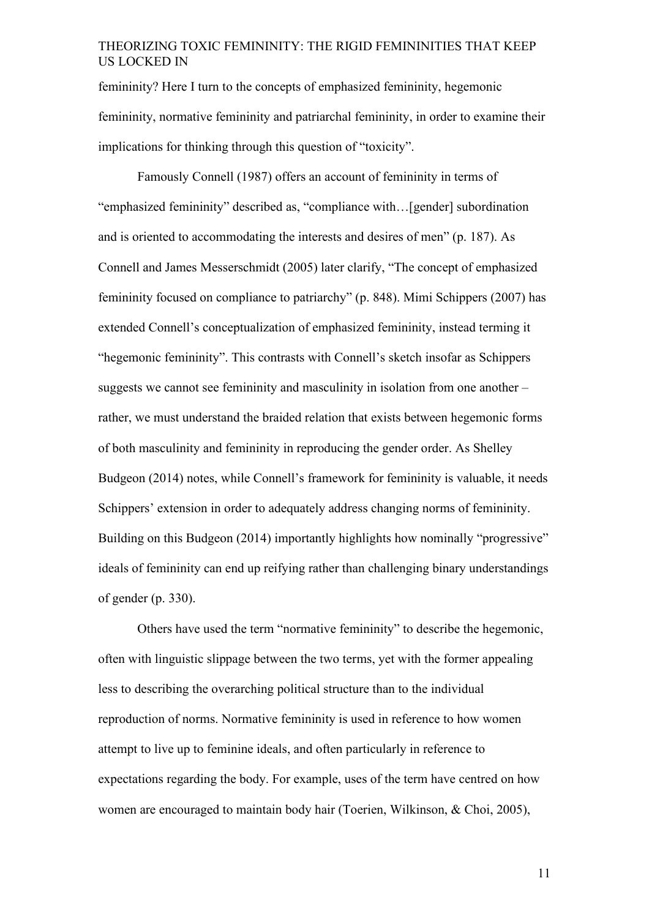femininity? Here I turn to the concepts of emphasized femininity, hegemonic femininity, normative femininity and patriarchal femininity, in order to examine their implications for thinking through this question of "toxicity".

Famously Connell (1987) offers an account of femininity in terms of "emphasized femininity" described as, "compliance with…[gender] subordination and is oriented to accommodating the interests and desires of men" (p. 187). As Connell and James Messerschmidt (2005) later clarify, "The concept of emphasized femininity focused on compliance to patriarchy" (p. 848). Mimi Schippers (2007) has extended Connell's conceptualization of emphasized femininity, instead terming it "hegemonic femininity". This contrasts with Connell's sketch insofar as Schippers suggests we cannot see femininity and masculinity in isolation from one another – rather, we must understand the braided relation that exists between hegemonic forms of both masculinity and femininity in reproducing the gender order. As Shelley Budgeon (2014) notes, while Connell's framework for femininity is valuable, it needs Schippers' extension in order to adequately address changing norms of femininity. Building on this Budgeon (2014) importantly highlights how nominally "progressive" ideals of femininity can end up reifying rather than challenging binary understandings of gender (p. 330).

Others have used the term "normative femininity" to describe the hegemonic, often with linguistic slippage between the two terms, yet with the former appealing less to describing the overarching political structure than to the individual reproduction of norms. Normative femininity is used in reference to how women attempt to live up to feminine ideals, and often particularly in reference to expectations regarding the body. For example, uses of the term have centred on how women are encouraged to maintain body hair (Toerien, Wilkinson, & Choi, 2005),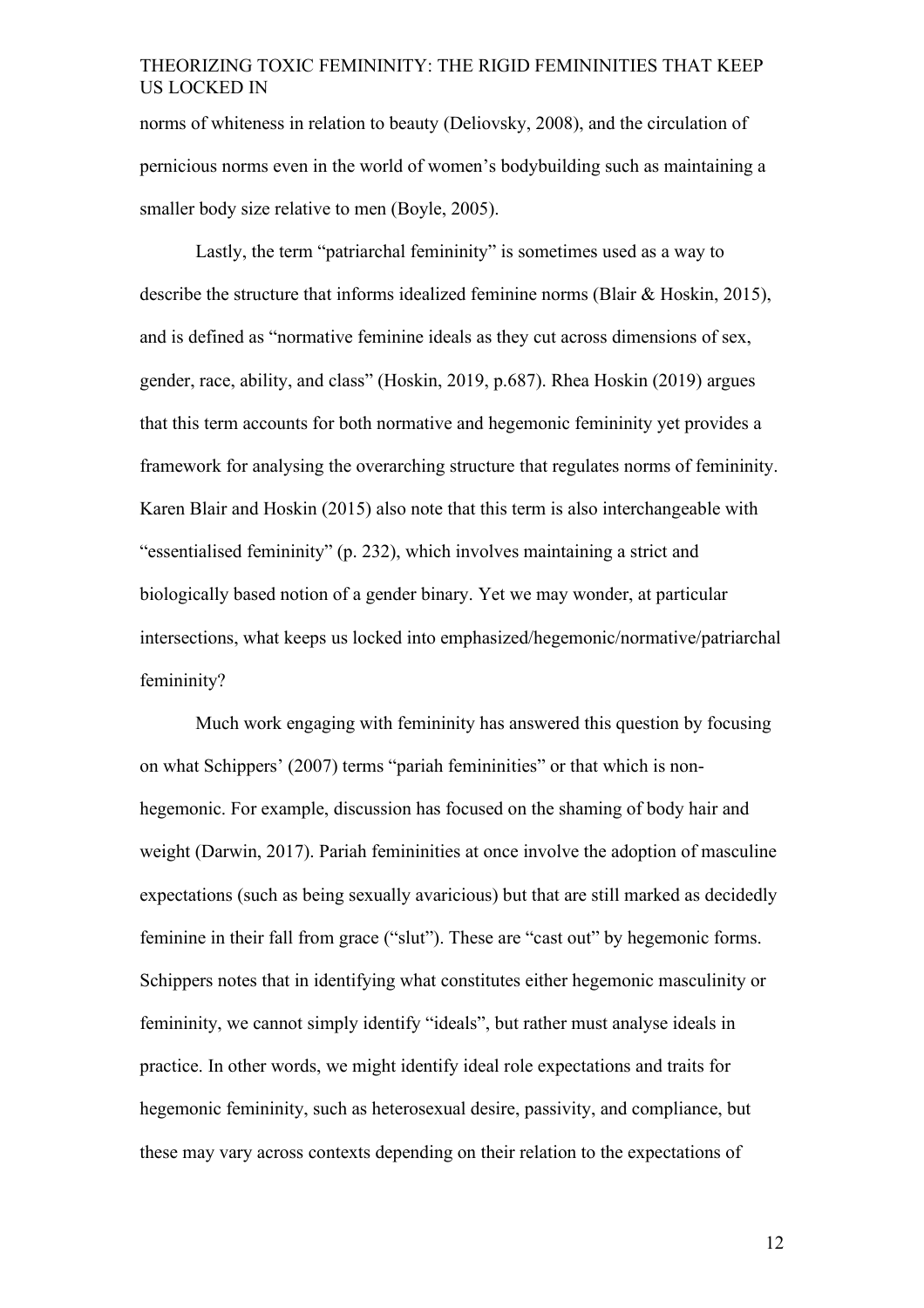norms of whiteness in relation to beauty (Deliovsky, 2008), and the circulation of pernicious norms even in the world of women's bodybuilding such as maintaining a smaller body size relative to men (Boyle, 2005).

Lastly, the term "patriarchal femininity" is sometimes used as a way to describe the structure that informs idealized feminine norms (Blair & Hoskin, 2015), and is defined as "normative feminine ideals as they cut across dimensions of sex, gender, race, ability, and class" (Hoskin, 2019, p.687). Rhea Hoskin (2019) argues that this term accounts for both normative and hegemonic femininity yet provides a framework for analysing the overarching structure that regulates norms of femininity. Karen Blair and Hoskin (2015) also note that this term is also interchangeable with "essentialised femininity" (p. 232), which involves maintaining a strict and biologically based notion of a gender binary. Yet we may wonder, at particular intersections, what keeps us locked into emphasized/hegemonic/normative/patriarchal femininity?

Much work engaging with femininity has answered this question by focusing on what Schippers' (2007) terms "pariah femininities" or that which is non-hegemonic. For example, discussion has focused on the shaming of body hair and weight (Darwin, 2017). Pariah femininities at once involve the adoption of masculine expectations (such as being sexually avaricious) but that are still marked as decidedly feminine in their fall from grace ("slut"). These are "cast out" by hegemonic forms. Schippers notes that in identifying what constitutes either hegemonic masculinity or femininity, we cannot simply identify "ideals", but rather must analyse ideals in practice. In other words, we might identify ideal role expectations and traits for hegemonic femininity, such as heterosexual desire, passivity, and compliance, but these may vary across contexts depending on their relation to the expectations of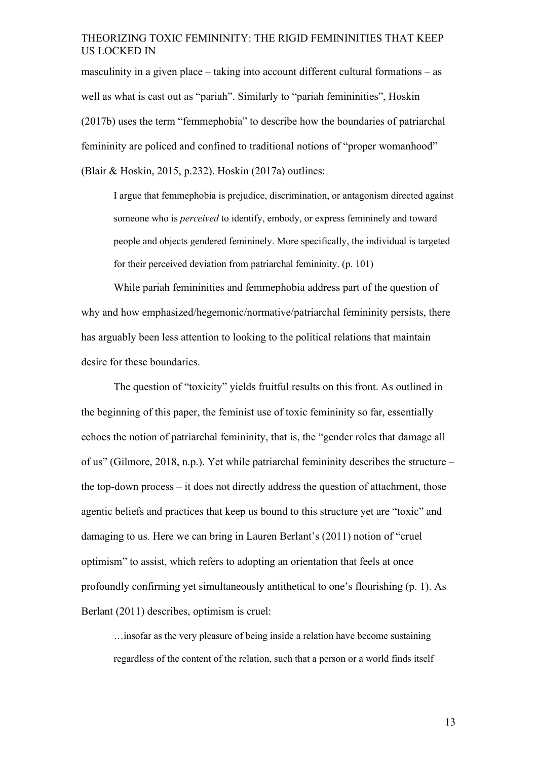masculinity in a given place – taking into account different cultural formations – as well as what is cast out as "pariah". Similarly to "pariah femininities", Hoskin (2017b) uses the term "femmephobia" to describe how the boundaries of patriarchal femininity are policed and confined to traditional notions of "proper womanhood" (Blair & Hoskin, 2015, p.232). Hoskin (2017a) outlines:

> I argue that femmephobia is prejudice, discrimination, or antagonism directed against someone who is *perceived* to identify, embody, or express femininely and toward people and objects gendered femininely. More specifically, the individual is targeted for their perceived deviation from patriarchal femininity. (p. 101)

While pariah femininities and femmephobia address part of the question of why and how emphasized/hegemonic/normative/patriarchal femininity persists, there has arguably been less attention to looking to the political relations that maintain desire for these boundaries.

The question of "toxicity" yields fruitful results on this front. As outlined in the beginning of this paper, the feminist use of toxic femininity so far, essentially echoes the notion of patriarchal femininity, that is, the "gender roles that damage all of us" (Gilmore, 2018, n.p.). Yet while patriarchal femininity describes the structure – the top-down process – it does not directly address the question of attachment, those agentic beliefs and practices that keep us bound to this structure yet are "toxic" and damaging to us. Here we can bring in Lauren Berlant's (2011) notion of "cruel optimism" to assist, which refers to adopting an orientation that feels at once profoundly confirming yet simultaneously antithetical to one's flourishing (p. 1). As Berlant (2011) describes, optimism is cruel:

> …insofar as the very pleasure of being inside a relation have become sustaining regardless of the content of the relation, such that a person or a world finds itself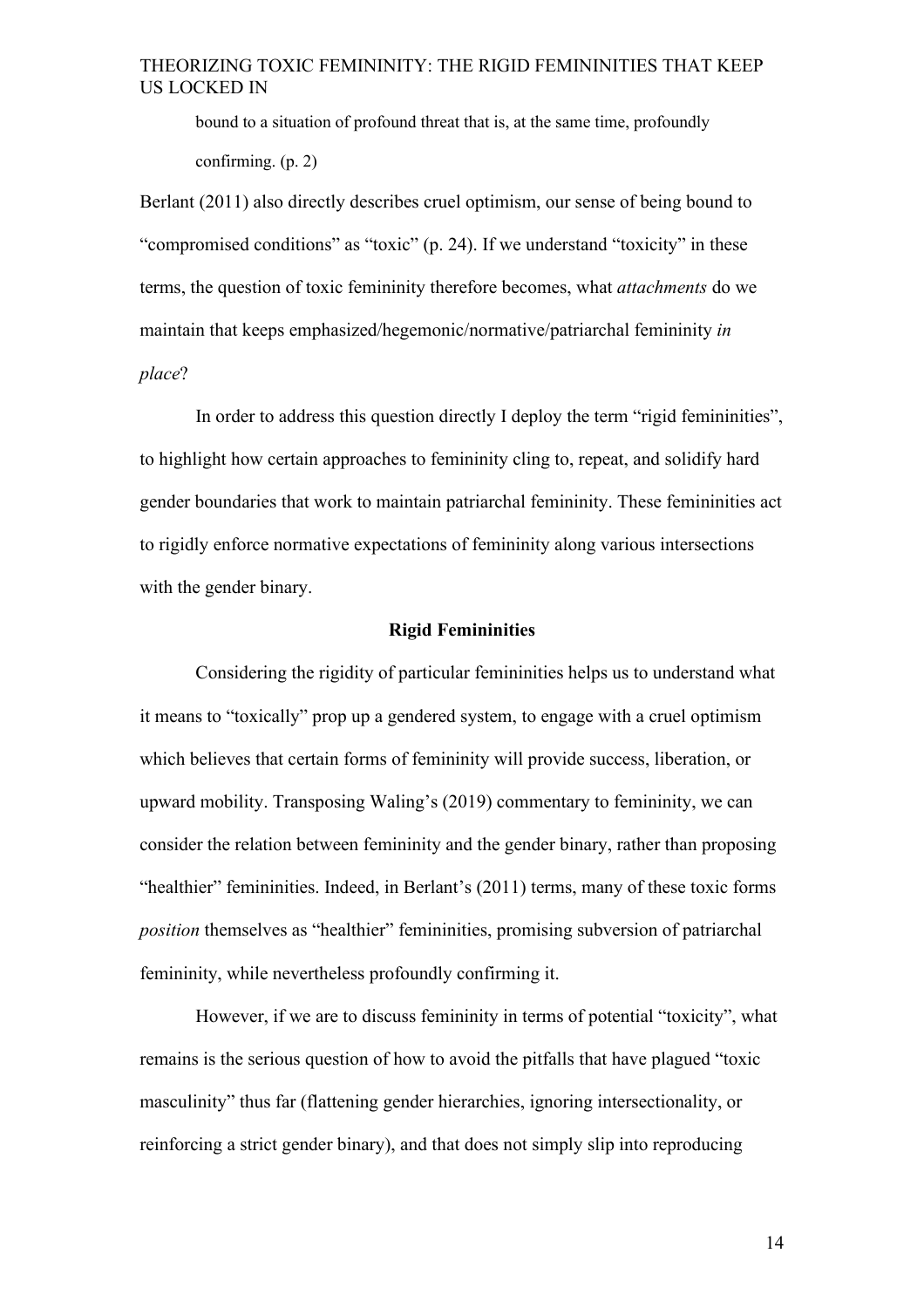> bound to a situation of profound threat that is, at the same time, profoundly confirming. (p. 2)

Berlant (2011) also directly describes cruel optimism, our sense of being bound to "compromised conditions" as "toxic" (p. 24). If we understand "toxicity" in these terms, the question of toxic femininity therefore becomes, what *attachments* do we maintain that keeps emphasized/hegemonic/normative/patriarchal femininity *in place*?

In order to address this question directly I deploy the term "rigid femininities", to highlight how certain approaches to femininity cling to, repeat, and solidify hard gender boundaries that work to maintain patriarchal femininity. These femininities act to rigidly enforce normative expectations of femininity along various intersections with the gender binary.

## Rigid Femininities

Considering the rigidity of particular femininities helps us to understand what it means to "toxically" prop up a gendered system, to engage with a cruel optimism which believes that certain forms of femininity will provide success, liberation, or upward mobility. Transposing Waling's (2019) commentary to femininity, we can consider the relation between femininity and the gender binary, rather than proposing "healthier" femininities. Indeed, in Berlant's (2011) terms, many of these toxic forms *position* themselves as "healthier" femininities, promising subversion of patriarchal femininity, while nevertheless profoundly confirming it.

However, if we are to discuss femininity in terms of potential "toxicity", what remains is the serious question of how to avoid the pitfalls that have plagued "toxic masculinity" thus far (flattening gender hierarchies, ignoring intersectionality, or reinforcing a strict gender binary), and that does not simply slip into reproducing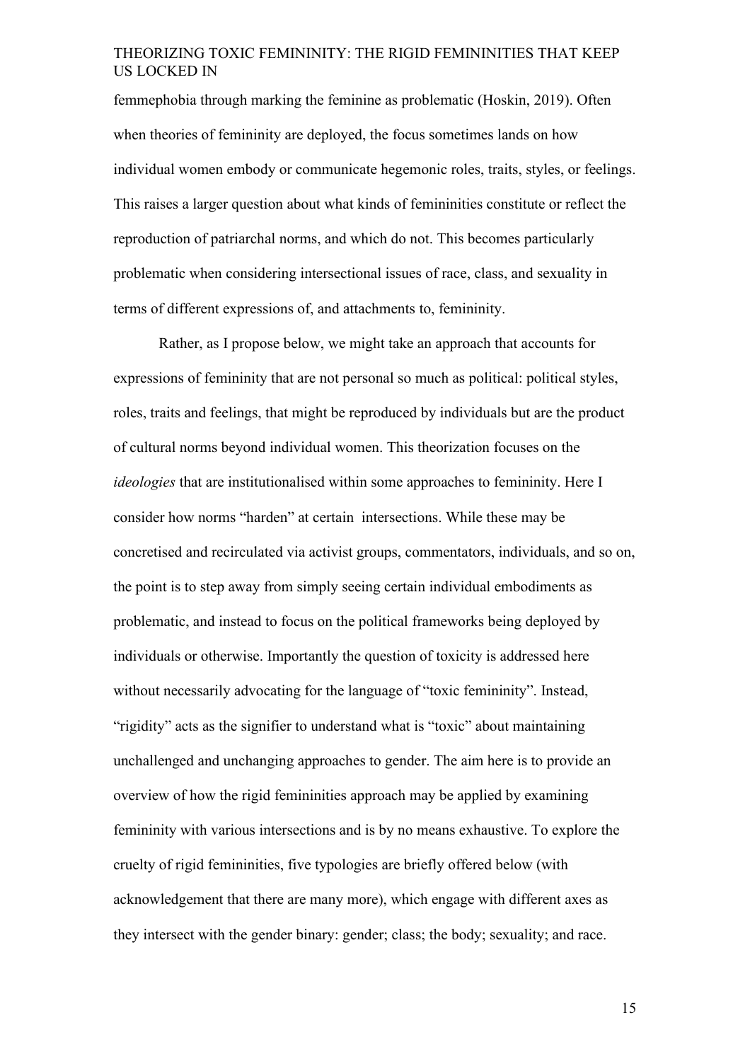femmephobia through marking the feminine as problematic (Hoskin, 2019). Often when theories of femininity are deployed, the focus sometimes lands on how individual women embody or communicate hegemonic roles, traits, styles, or feelings. This raises a larger question about what kinds of femininities constitute or reflect the reproduction of patriarchal norms, and which do not. This becomes particularly problematic when considering intersectional issues of race, class, and sexuality in terms of different expressions of, and attachments to, femininity.

Rather, as I propose below, we might take an approach that accounts for expressions of femininity that are not personal so much as political: political styles, roles, traits and feelings, that might be reproduced by individuals but are the product of cultural norms beyond individual women. This theorization focuses on the *ideologies* that are institutionalised within some approaches to femininity. Here I consider how norms "harden" at certain intersections. While these may be concretised and recirculated via activist groups, commentators, individuals, and so on, the point is to step away from simply seeing certain individual embodiments as problematic, and instead to focus on the political frameworks being deployed by individuals or otherwise. Importantly the question of toxicity is addressed here without necessarily advocating for the language of "toxic femininity". Instead, "rigidity" acts as the signifier to understand what is "toxic" about maintaining unchallenged and unchanging approaches to gender. The aim here is to provide an overview of how the rigid femininities approach may be applied by examining femininity with various intersections and is by no means exhaustive. To explore the cruelty of rigid femininities, five typologies are briefly offered below (with acknowledgement that there are many more), which engage with different axes as they intersect with the gender binary: gender; class; the body; sexuality; and race.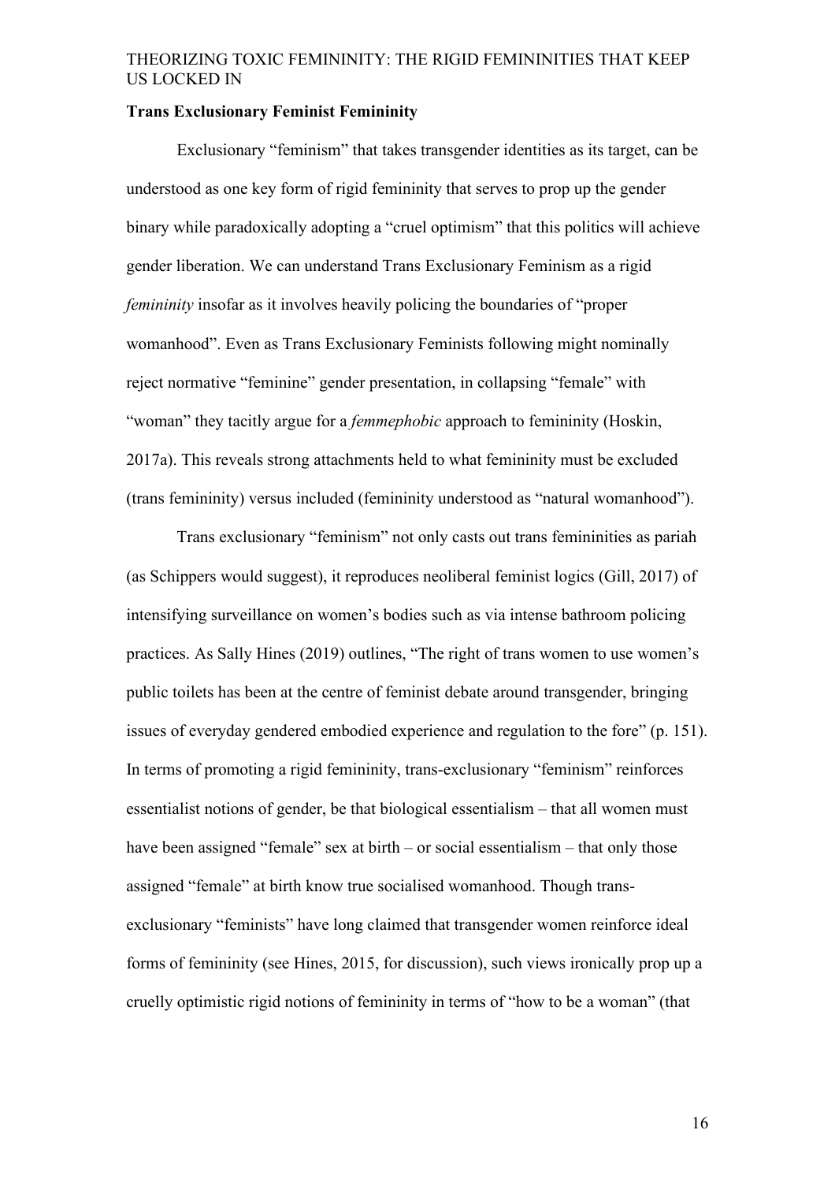**Trans Exclusionary Feminist Femininity**

Exclusionary "feminism" that takes transgender identities as its target, can be understood as one key form of rigid femininity that serves to prop up the gender binary while paradoxically adopting a "cruel optimism" that this politics will achieve gender liberation. We can understand Trans Exclusionary Feminism as a rigid *femininity* insofar as it involves heavily policing the boundaries of "proper womanhood". Even as Trans Exclusionary Feminists following might nominally reject normative "feminine" gender presentation, in collapsing "female" with "woman" they tacitly argue for a *femmephobic* approach to femininity (Hoskin, 2017a). This reveals strong attachments held to what femininity must be excluded (trans femininity) versus included (femininity understood as "natural womanhood").

Trans exclusionary "feminism" not only casts out trans femininities as pariah (as Schippers would suggest), it reproduces neoliberal feminist logics (Gill, 2017) of intensifying surveillance on women's bodies such as via intense bathroom policing practices. As Sally Hines (2019) outlines, "The right of trans women to use women's public toilets has been at the centre of feminist debate around transgender, bringing issues of everyday gendered embodied experience and regulation to the fore" (p. 151). In terms of promoting a rigid femininity, trans-exclusionary "feminism" reinforces essentialist notions of gender, be that biological essentialism – that all women must have been assigned "female" sex at birth – or social essentialism – that only those assigned "female" at birth know true socialised womanhood. Though trans-exclusionary "feminists" have long claimed that transgender women reinforce ideal forms of femininity (see Hines, 2015, for discussion), such views ironically prop up a cruelly optimistic rigid notions of femininity in terms of "how to be a woman" (that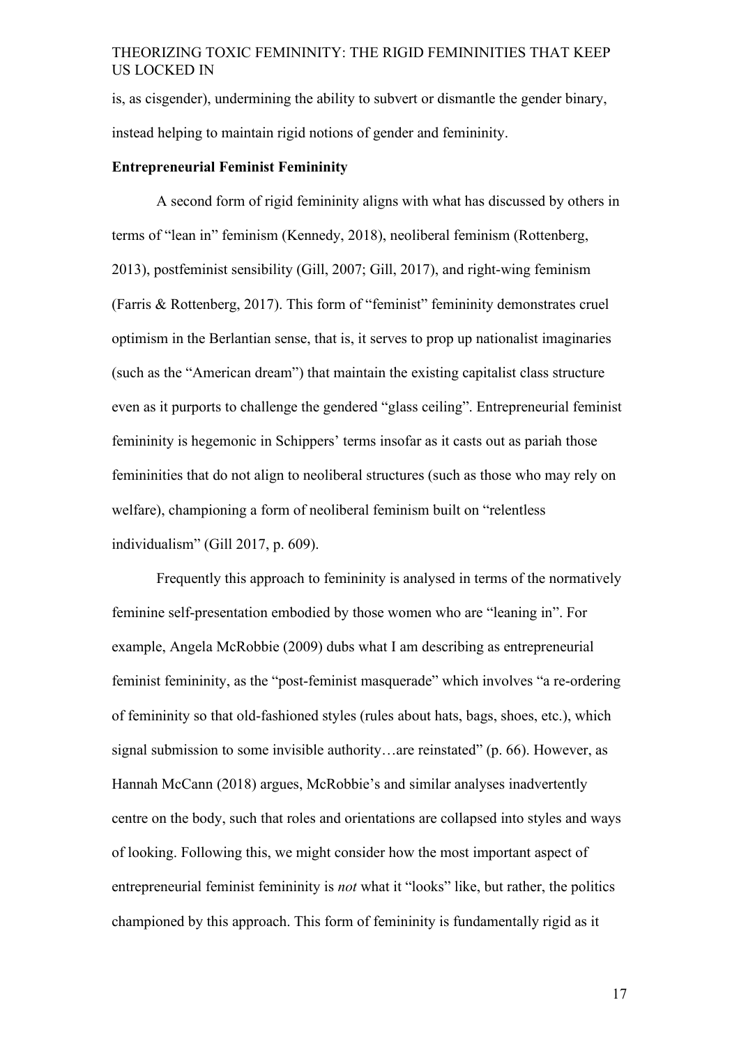is, as cisgender), undermining the ability to subvert or dismantle the gender binary, instead helping to maintain rigid notions of gender and femininity.

**Entrepreneurial Feminist Femininity**

A second form of rigid femininity aligns with what has discussed by others in terms of "lean in" feminism (Kennedy, 2018), neoliberal feminism (Rottenberg, 2013), postfeminist sensibility (Gill, 2007; Gill, 2017), and right-wing feminism (Farris & Rottenberg, 2017). This form of "feminist" femininity demonstrates cruel optimism in the Berlantian sense, that is, it serves to prop up nationalist imaginaries (such as the "American dream") that maintain the existing capitalist class structure even as it purports to challenge the gendered "glass ceiling". Entrepreneurial feminist femininity is hegemonic in Schippers' terms insofar as it casts out as pariah those femininities that do not align to neoliberal structures (such as those who may rely on welfare), championing a form of neoliberal feminism built on "relentless individualism" (Gill 2017, p. 609).

Frequently this approach to femininity is analysed in terms of the normatively feminine self-presentation embodied by those women who are "leaning in". For example, Angela McRobbie (2009) dubs what I am describing as entrepreneurial feminist femininity, as the "post-feminist masquerade" which involves "a re-ordering of femininity so that old-fashioned styles (rules about hats, bags, shoes, etc.), which signal submission to some invisible authority…are reinstated" (p. 66). However, as Hannah McCann (2018) argues, McRobbie's and similar analyses inadvertently centre on the body, such that roles and orientations are collapsed into styles and ways of looking. Following this, we might consider how the most important aspect of entrepreneurial feminist femininity is *not* what it "looks" like, but rather, the politics championed by this approach. This form of femininity is fundamentally rigid as it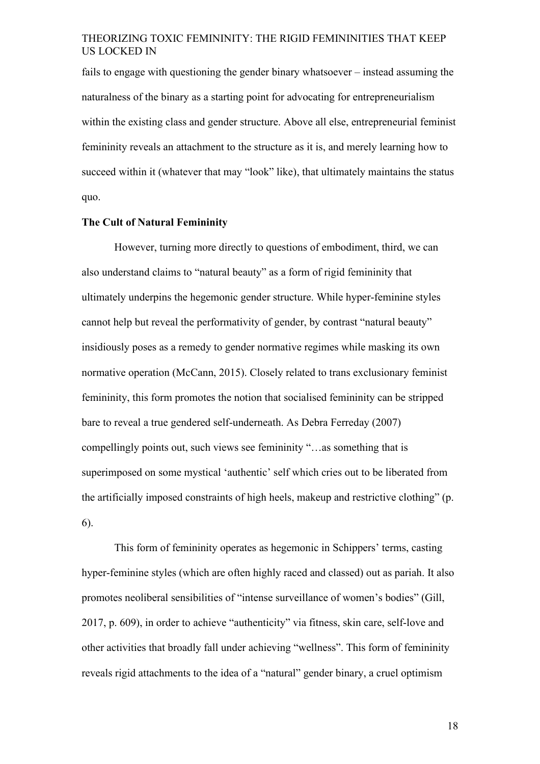fails to engage with questioning the gender binary whatsoever – instead assuming the naturalness of the binary as a starting point for advocating for entrepreneurialism within the existing class and gender structure. Above all else, entrepreneurial feminist femininity reveals an attachment to the structure as it is, and merely learning how to succeed within it (whatever that may "look" like), that ultimately maintains the status quo.

**The Cult of Natural Femininity**

However, turning more directly to questions of embodiment, third, we can also understand claims to "natural beauty" as a form of rigid femininity that ultimately underpins the hegemonic gender structure. While hyper-feminine styles cannot help but reveal the performativity of gender, by contrast "natural beauty" insidiously poses as a remedy to gender normative regimes while masking its own normative operation (McCann, 2015). Closely related to trans exclusionary feminist femininity, this form promotes the notion that socialised femininity can be stripped bare to reveal a true gendered self-underneath. As Debra Ferreday (2007) compellingly points out, such views see femininity "…as something that is superimposed on some mystical 'authentic' self which cries out to be liberated from the artificially imposed constraints of high heels, makeup and restrictive clothing" (p. 6).

This form of femininity operates as hegemonic in Schippers' terms, casting hyper-feminine styles (which are often highly raced and classed) out as pariah. It also promotes neoliberal sensibilities of "intense surveillance of women's bodies" (Gill, 2017, p. 609), in order to achieve "authenticity" via fitness, skin care, self-love and other activities that broadly fall under achieving "wellness". This form of femininity reveals rigid attachments to the idea of a "natural" gender binary, a cruel optimism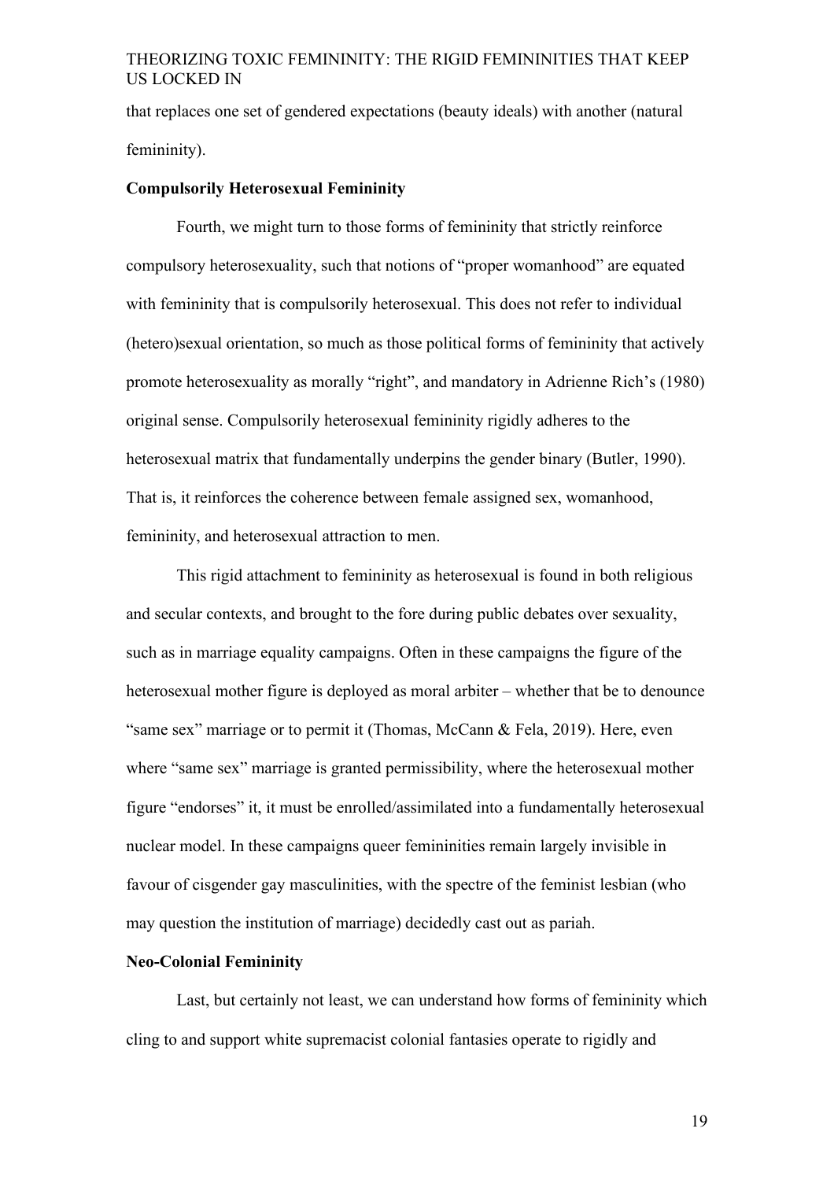that replaces one set of gendered expectations (beauty ideals) with another (natural femininity).

**Compulsorily Heterosexual Femininity**

Fourth, we might turn to those forms of femininity that strictly reinforce compulsory heterosexuality, such that notions of "proper womanhood" are equated with femininity that is compulsorily heterosexual. This does not refer to individual (hetero)sexual orientation, so much as those political forms of femininity that actively promote heterosexuality as morally "right", and mandatory in Adrienne Rich's (1980) original sense. Compulsorily heterosexual femininity rigidly adheres to the heterosexual matrix that fundamentally underpins the gender binary (Butler, 1990). That is, it reinforces the coherence between female assigned sex, womanhood, femininity, and heterosexual attraction to men.

This rigid attachment to femininity as heterosexual is found in both religious and secular contexts, and brought to the fore during public debates over sexuality, such as in marriage equality campaigns. Often in these campaigns the figure of the heterosexual mother figure is deployed as moral arbiter – whether that be to denounce "same sex" marriage or to permit it (Thomas, McCann & Fela, 2019). Here, even where "same sex" marriage is granted permissibility, where the heterosexual mother figure "endorses" it, it must be enrolled/assimilated into a fundamentally heterosexual nuclear model. In these campaigns queer femininities remain largely invisible in favour of cisgender gay masculinities, with the spectre of the feminist lesbian (who may question the institution of marriage) decidedly cast out as pariah.

**Neo-Colonial Femininity**

Last, but certainly not least, we can understand how forms of femininity which cling to and support white supremacist colonial fantasies operate to rigidly and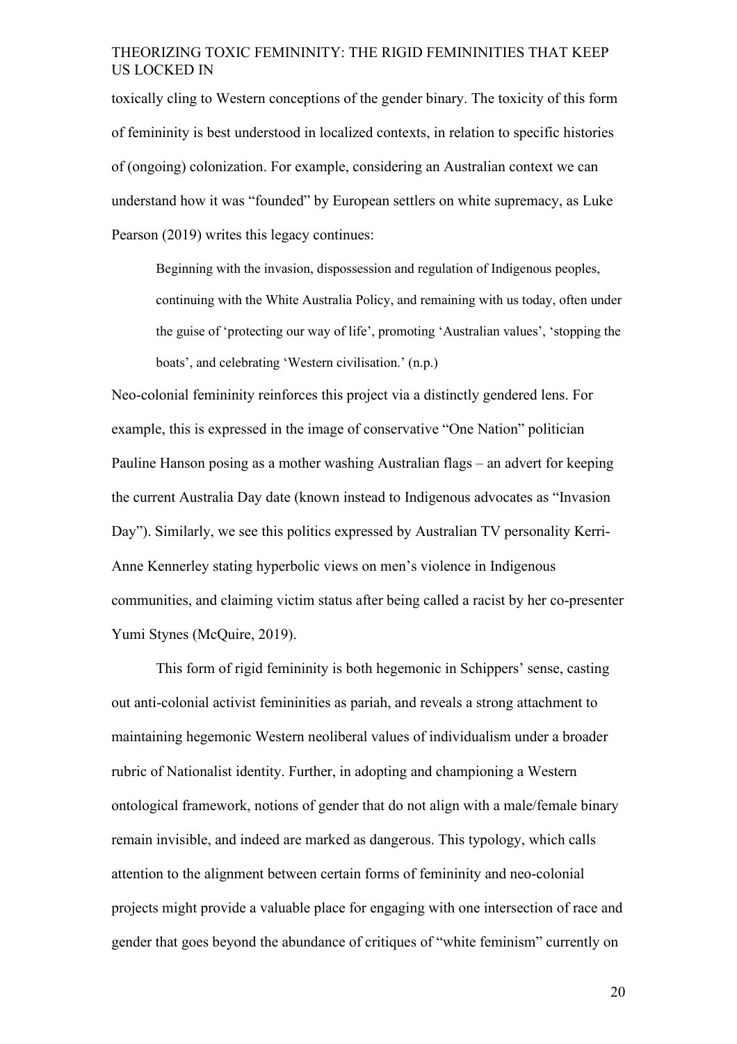toxically cling to Western conceptions of the gender binary. The toxicity of this form of femininity is best understood in localized contexts, in relation to specific histories of (ongoing) colonization. For example, considering an Australian context we can understand how it was "founded" by European settlers on white supremacy, as Luke Pearson (2019) writes this legacy continues:

> Beginning with the invasion, dispossession and regulation of Indigenous peoples, continuing with the White Australia Policy, and remaining with us today, often under the guise of 'protecting our way of life', promoting 'Australian values', 'stopping the boats', and celebrating 'Western civilisation.' (n.p.)

Neo-colonial femininity reinforces this project via a distinctly gendered lens. For example, this is expressed in the image of conservative "One Nation" politician Pauline Hanson posing as a mother washing Australian flags – an advert for keeping the current Australia Day date (known instead to Indigenous advocates as "Invasion Day"). Similarly, we see this politics expressed by Australian TV personality Kerri-Anne Kennerley stating hyperbolic views on men's violence in Indigenous communities, and claiming victim status after being called a racist by her co-presenter Yumi Stynes (McQuire, 2019).

This form of rigid femininity is both hegemonic in Schippers' sense, casting out anti-colonial activist femininities as pariah, and reveals a strong attachment to maintaining hegemonic Western neoliberal values of individualism under a broader rubric of Nationalist identity. Further, in adopting and championing a Western ontological framework, notions of gender that do not align with a male/female binary remain invisible, and indeed are marked as dangerous. This typology, which calls attention to the alignment between certain forms of femininity and neo-colonial projects might provide a valuable place for engaging with one intersection of race and gender that goes beyond the abundance of critiques of "white feminism" currently on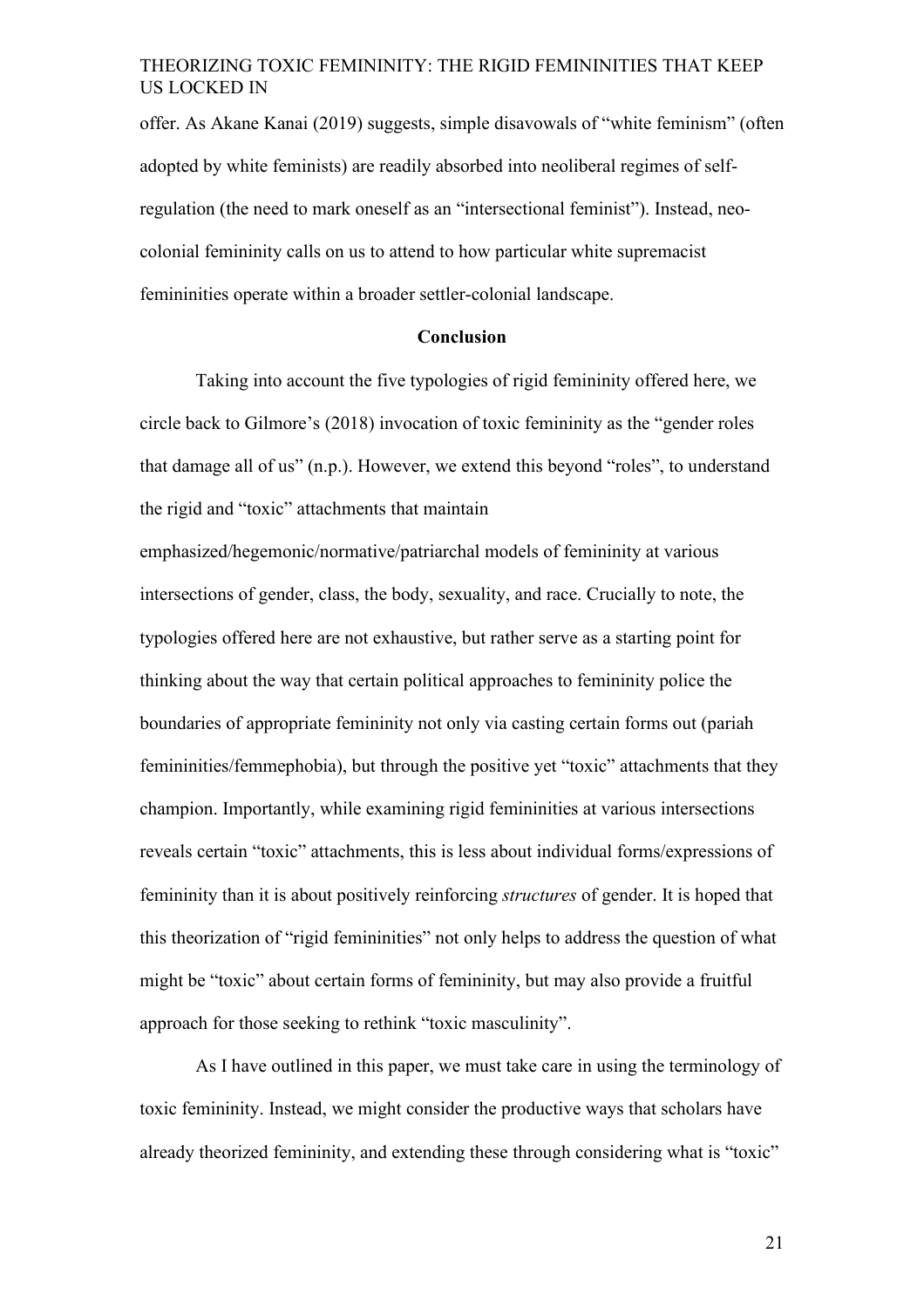offer. As Akane Kanai (2019) suggests, simple disavowals of "white feminism" (often adopted by white feminists) are readily absorbed into neoliberal regimes of self-regulation (the need to mark oneself as an "intersectional feminist"). Instead, neo-colonial femininity calls on us to attend to how particular white supremacist femininities operate within a broader settler-colonial landscape.

## Conclusion

Taking into account the five typologies of rigid femininity offered here, we circle back to Gilmore's (2018) invocation of toxic femininity as the "gender roles that damage all of us" (n.p.). However, we extend this beyond "roles", to understand the rigid and "toxic" attachments that maintain emphasized/hegemonic/normative/patriarchal models of femininity at various intersections of gender, class, the body, sexuality, and race. Crucially to note, the typologies offered here are not exhaustive, but rather serve as a starting point for thinking about the way that certain political approaches to femininity police the boundaries of appropriate femininity not only via casting certain forms out (pariah femininities/femmephobia), but through the positive yet "toxic" attachments that they champion. Importantly, while examining rigid femininities at various intersections reveals certain "toxic" attachments, this is less about individual forms/expressions of femininity than it is about positively reinforcing *structures* of gender. It is hoped that this theorization of "rigid femininities" not only helps to address the question of what might be "toxic" about certain forms of femininity, but may also provide a fruitful approach for those seeking to rethink "toxic masculinity".

As I have outlined in this paper, we must take care in using the terminology of toxic femininity. Instead, we might consider the productive ways that scholars have already theorized femininity, and extending these through considering what is "toxic"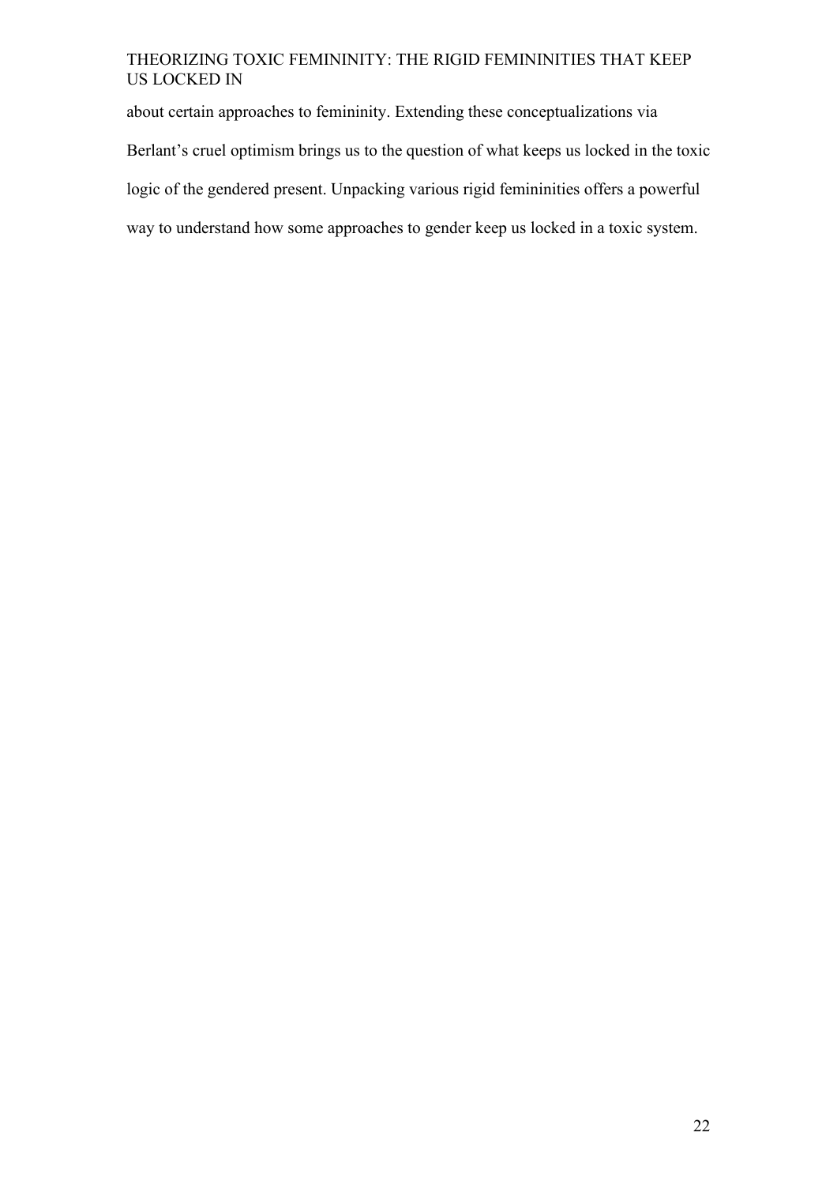about certain approaches to femininity. Extending these conceptualizations via Berlant's cruel optimism brings us to the question of what keeps us locked in the toxic logic of the gendered present. Unpacking various rigid femininities offers a powerful way to understand how some approaches to gender keep us locked in a toxic system.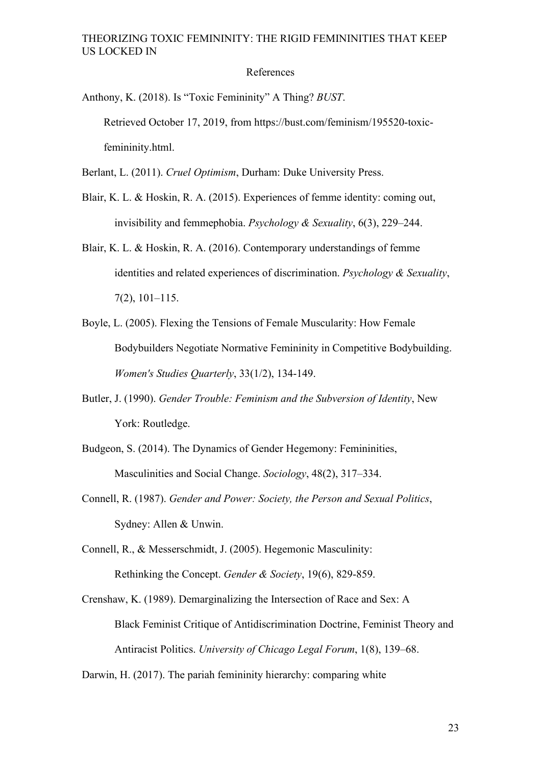References

Anthony, K. (2018). Is "Toxic Femininity" A Thing? *BUST*. Retrieved October 17, 2019, from https://bust.com/feminism/195520-toxic-femininity.html.

Berlant, L. (2011). *Cruel Optimism*, Durham: Duke University Press.

Blair, K. L. & Hoskin, R. A. (2015). Experiences of femme identity: coming out, invisibility and femmephobia. *Psychology & Sexuality*, 6(3), 229–244.

Blair, K. L. & Hoskin, R. A. (2016). Contemporary understandings of femme identities and related experiences of discrimination. *Psychology & Sexuality*, 7(2), 101–115.

Boyle, L. (2005). Flexing the Tensions of Female Muscularity: How Female Bodybuilders Negotiate Normative Femininity in Competitive Bodybuilding. *Women's Studies Quarterly*, 33(1/2), 134-149.

Butler, J. (1990). *Gender Trouble: Feminism and the Subversion of Identity*, New York: Routledge.

Budgeon, S. (2014). The Dynamics of Gender Hegemony: Femininities, Masculinities and Social Change. *Sociology*, 48(2), 317–334.

Connell, R. (1987). *Gender and Power: Society, the Person and Sexual Politics*, Sydney: Allen & Unwin.

Connell, R., & Messerschmidt, J. (2005). Hegemonic Masculinity: Rethinking the Concept. *Gender & Society*, 19(6), 829-859.

Crenshaw, K. (1989). Demarginalizing the Intersection of Race and Sex: A Black Feminist Critique of Antidiscrimination Doctrine, Feminist Theory and Antiracist Politics. *University of Chicago Legal Forum*, 1(8), 139–68.

Darwin, H. (2017). The pariah femininity hierarchy: comparing white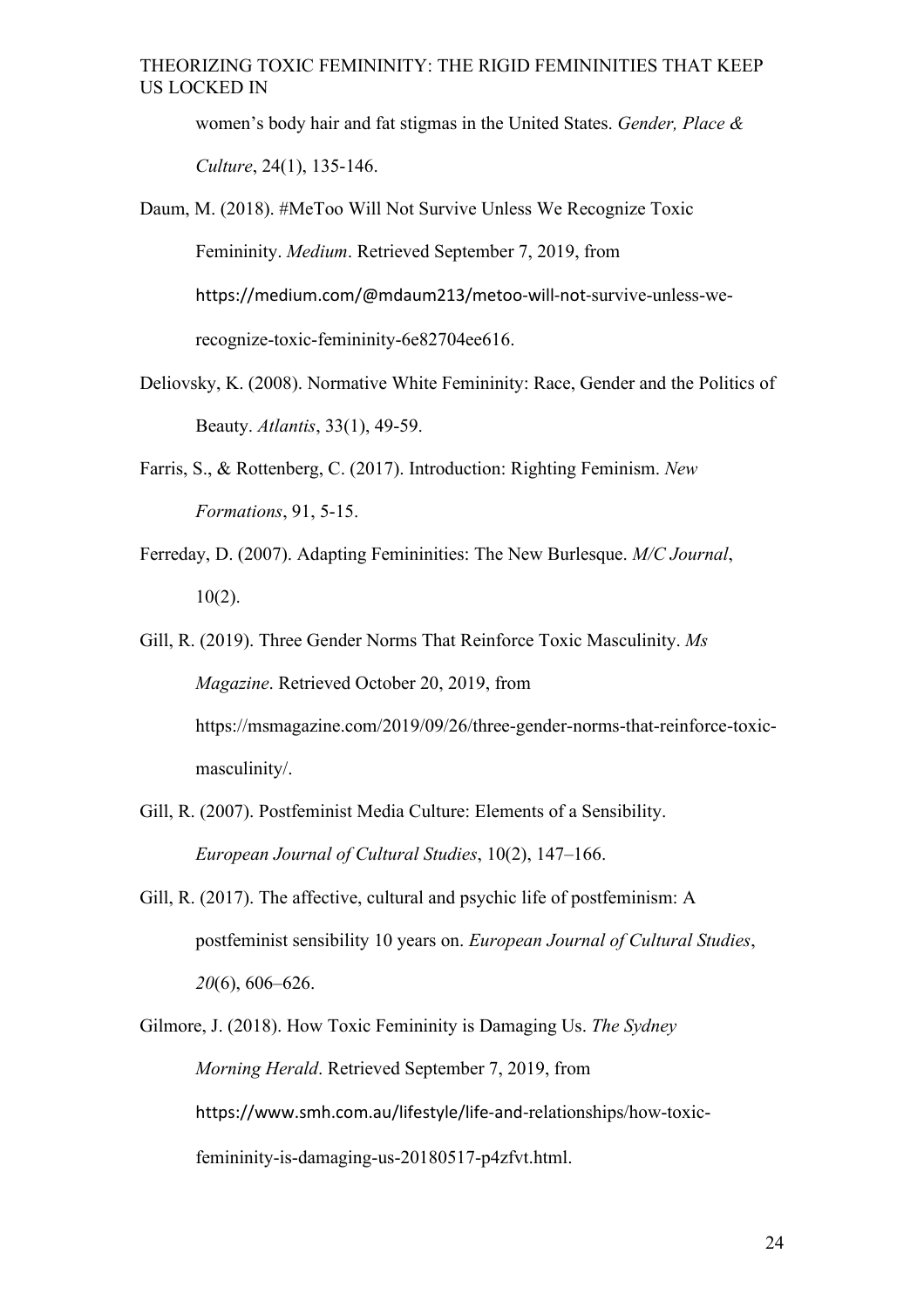women's body hair and fat stigmas in the United States. *Gender, Place & Culture*, 24(1), 135-146.

Daum, M. (2018). #MeToo Will Not Survive Unless We Recognize Toxic Femininity. *Medium*. Retrieved September 7, 2019, from https://medium.com/@mdaum213/metoo-will-not-survive-unless-we-recognize-toxic-femininity-6e82704ee616.

Deliovsky, K. (2008). Normative White Femininity: Race, Gender and the Politics of Beauty. *Atlantis*, 33(1), 49-59.

Farris, S., & Rottenberg, C. (2017). Introduction: Righting Feminism. *New Formations*, 91, 5-15.

Ferreday, D. (2007). Adapting Femininities: The New Burlesque. *M/C Journal*, 10(2).

Gill, R. (2019). Three Gender Norms That Reinforce Toxic Masculinity. *Ms Magazine*. Retrieved October 20, 2019, from https://msmagazine.com/2019/09/26/three-gender-norms-that-reinforce-toxic-masculinity/.

Gill, R. (2007). Postfeminist Media Culture: Elements of a Sensibility. *European Journal of Cultural Studies*, 10(2), 147–166.

Gill, R. (2017). The affective, cultural and psychic life of postfeminism: A postfeminist sensibility 10 years on. *European Journal of Cultural Studies*, *20*(6), 606–626.

Gilmore, J. (2018). How Toxic Femininity is Damaging Us. *The Sydney Morning Herald*. Retrieved September 7, 2019, from https://www.smh.com.au/lifestyle/life-and-relationships/how-toxic-femininity-is-damaging-us-20180517-p4zfvt.html.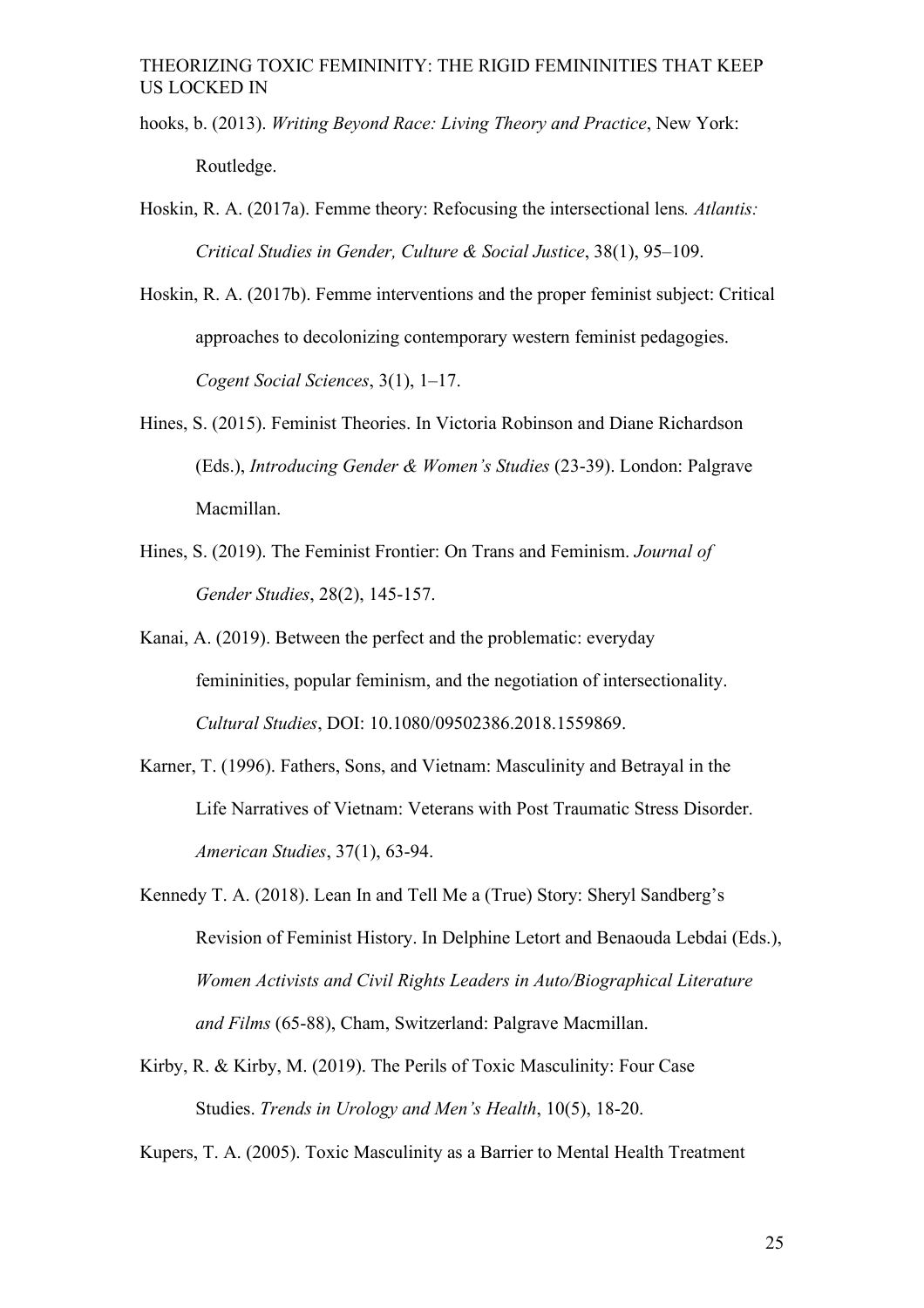hooks, b. (2013). *Writing Beyond Race: Living Theory and Practice*, New York: Routledge.

Hoskin, R. A. (2017a). Femme theory: Refocusing the intersectional lens. *Atlantis: Critical Studies in Gender, Culture & Social Justice*, 38(1), 95–109.

Hoskin, R. A. (2017b). Femme interventions and the proper feminist subject: Critical approaches to decolonizing contemporary western feminist pedagogies. *Cogent Social Sciences*, 3(1), 1–17.

Hines, S. (2015). Feminist Theories. In Victoria Robinson and Diane Richardson (Eds.), *Introducing Gender & Women's Studies* (23-39). London: Palgrave Macmillan.

Hines, S. (2019). The Feminist Frontier: On Trans and Feminism. *Journal of Gender Studies*, 28(2), 145-157.

Kanai, A. (2019). Between the perfect and the problematic: everyday femininities, popular feminism, and the negotiation of intersectionality. *Cultural Studies*, DOI: 10.1080/09502386.2018.1559869.

Karner, T. (1996). Fathers, Sons, and Vietnam: Masculinity and Betrayal in the Life Narratives of Vietnam: Veterans with Post Traumatic Stress Disorder. *American Studies*, 37(1), 63-94.

Kennedy T. A. (2018). Lean In and Tell Me a (True) Story: Sheryl Sandberg's Revision of Feminist History. In Delphine Letort and Benaouda Lebdai (Eds.), *Women Activists and Civil Rights Leaders in Auto/Biographical Literature and Films* (65-88), Cham, Switzerland: Palgrave Macmillan.

Kirby, R. & Kirby, M. (2019). The Perils of Toxic Masculinity: Four Case Studies. *Trends in Urology and Men's Health*, 10(5), 18-20.

Kupers, T. A. (2005). Toxic Masculinity as a Barrier to Mental Health Treatment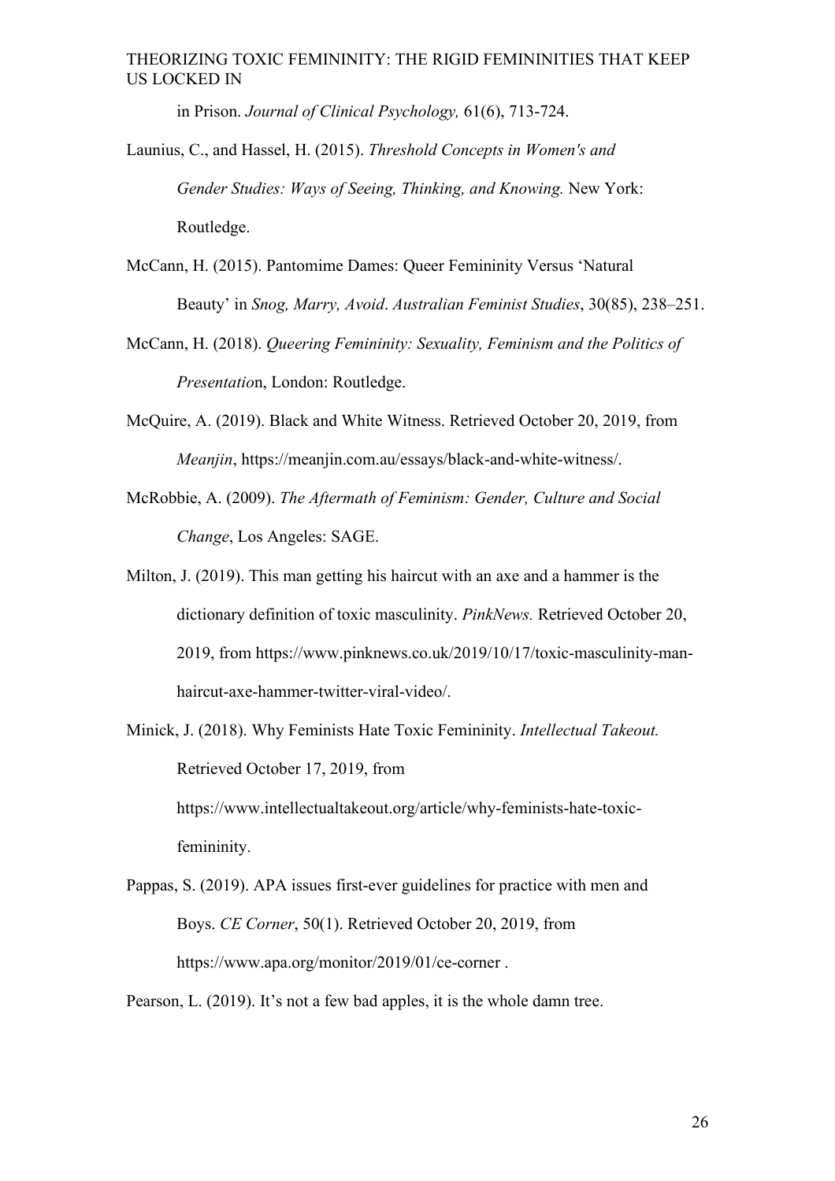in Prison. *Journal of Clinical Psychology,* 61(6), 713-724.

Launius, C., and Hassel, H. (2015). *Threshold Concepts in Women's and Gender Studies: Ways of Seeing, Thinking, and Knowing.* New York: Routledge.

McCann, H. (2015). Pantomime Dames: Queer Femininity Versus 'Natural Beauty' in *Snog, Marry, Avoid*. *Australian Feminist Studies*, 30(85), 238–251.

McCann, H. (2018). *Queering Femininity: Sexuality, Feminism and the Politics of Presentatio*n, London: Routledge.

McQuire, A. (2019). Black and White Witness. Retrieved October 20, 2019, from *Meanjin*, https://meanjin.com.au/essays/black-and-white-witness/.

McRobbie, A. (2009). *The Aftermath of Feminism: Gender, Culture and Social Change*, Los Angeles: SAGE.

Milton, J. (2019). This man getting his haircut with an axe and a hammer is the dictionary definition of toxic masculinity. *PinkNews.* Retrieved October 20, 2019, from https://www.pinknews.co.uk/2019/10/17/toxic-masculinity-man-haircut-axe-hammer-twitter-viral-video/.

Minick, J. (2018). Why Feminists Hate Toxic Femininity. *Intellectual Takeout.* Retrieved October 17, 2019, from https://www.intellectualtakeout.org/article/why-feminists-hate-toxic-femininity.

Pappas, S. (2019). APA issues first-ever guidelines for practice with men and Boys. *CE Corner*, 50(1). Retrieved October 20, 2019, from https://www.apa.org/monitor/2019/01/ce-corner .

Pearson, L. (2019). It's not a few bad apples, it is the whole damn tree.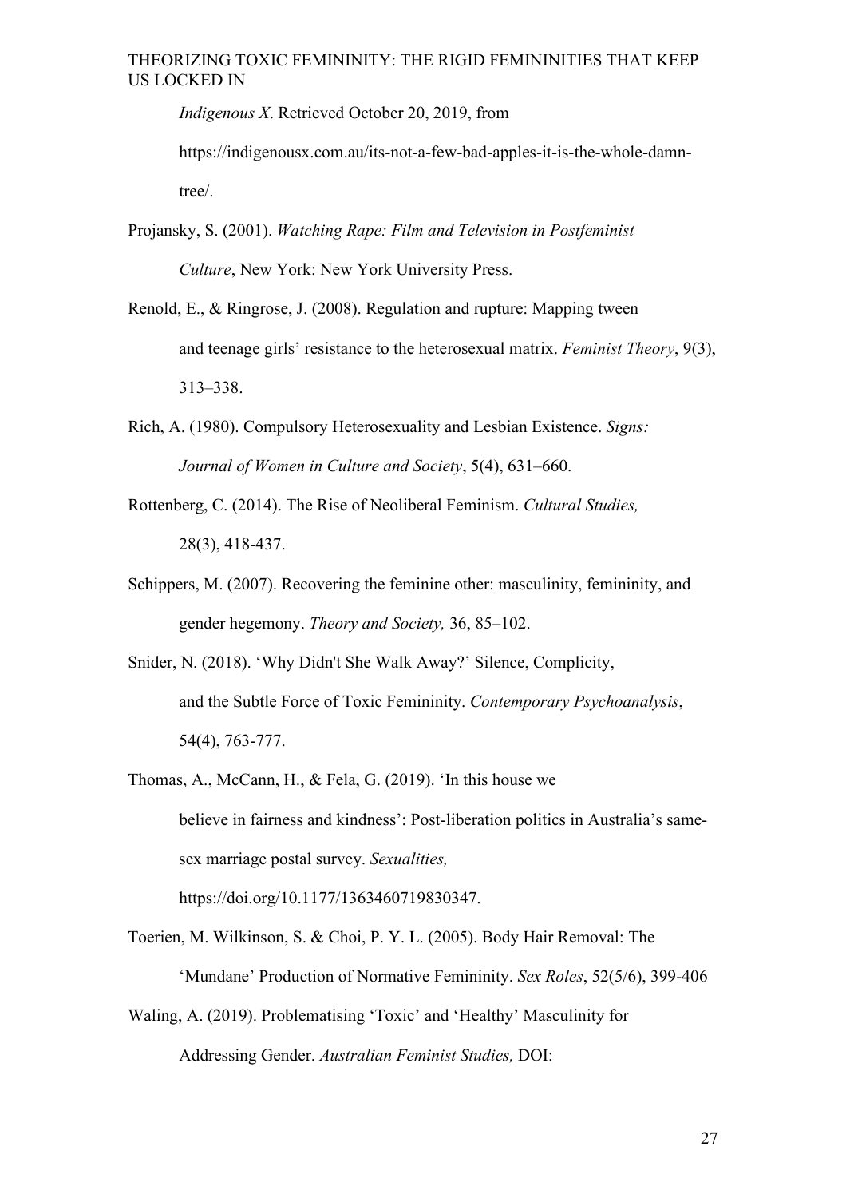*Indigenous X*. Retrieved October 20, 2019, from https://indigenousx.com.au/its-not-a-few-bad-apples-it-is-the-whole-damn-tree/.

Projansky, S. (2001). *Watching Rape: Film and Television in Postfeminist Culture*, New York: New York University Press.

Renold, E., & Ringrose, J. (2008). Regulation and rupture: Mapping tween and teenage girls' resistance to the heterosexual matrix. *Feminist Theory*, 9(3), 313–338.

Rich, A. (1980). Compulsory Heterosexuality and Lesbian Existence. *Signs: Journal of Women in Culture and Society*, 5(4), 631–660.

Rottenberg, C. (2014). The Rise of Neoliberal Feminism. *Cultural Studies,* 28(3), 418-437.

Schippers, M. (2007). Recovering the feminine other: masculinity, femininity, and gender hegemony. *Theory and Society,* 36, 85–102.

Snider, N. (2018). 'Why Didn't She Walk Away?' Silence, Complicity, and the Subtle Force of Toxic Femininity. *Contemporary Psychoanalysis*, 54(4), 763-777.

Thomas, A., McCann, H., & Fela, G. (2019). 'In this house we believe in fairness and kindness': Post-liberation politics in Australia's same-sex marriage postal survey. *Sexualities,* https://doi.org/10.1177/1363460719830347.

Toerien, M. Wilkinson, S. & Choi, P. Y. L. (2005). Body Hair Removal: The 'Mundane' Production of Normative Femininity. *Sex Roles*, 52(5/6), 399-406

Waling, A. (2019). Problematising 'Toxic' and 'Healthy' Masculinity for Addressing Gender. *Australian Feminist Studies,* DOI: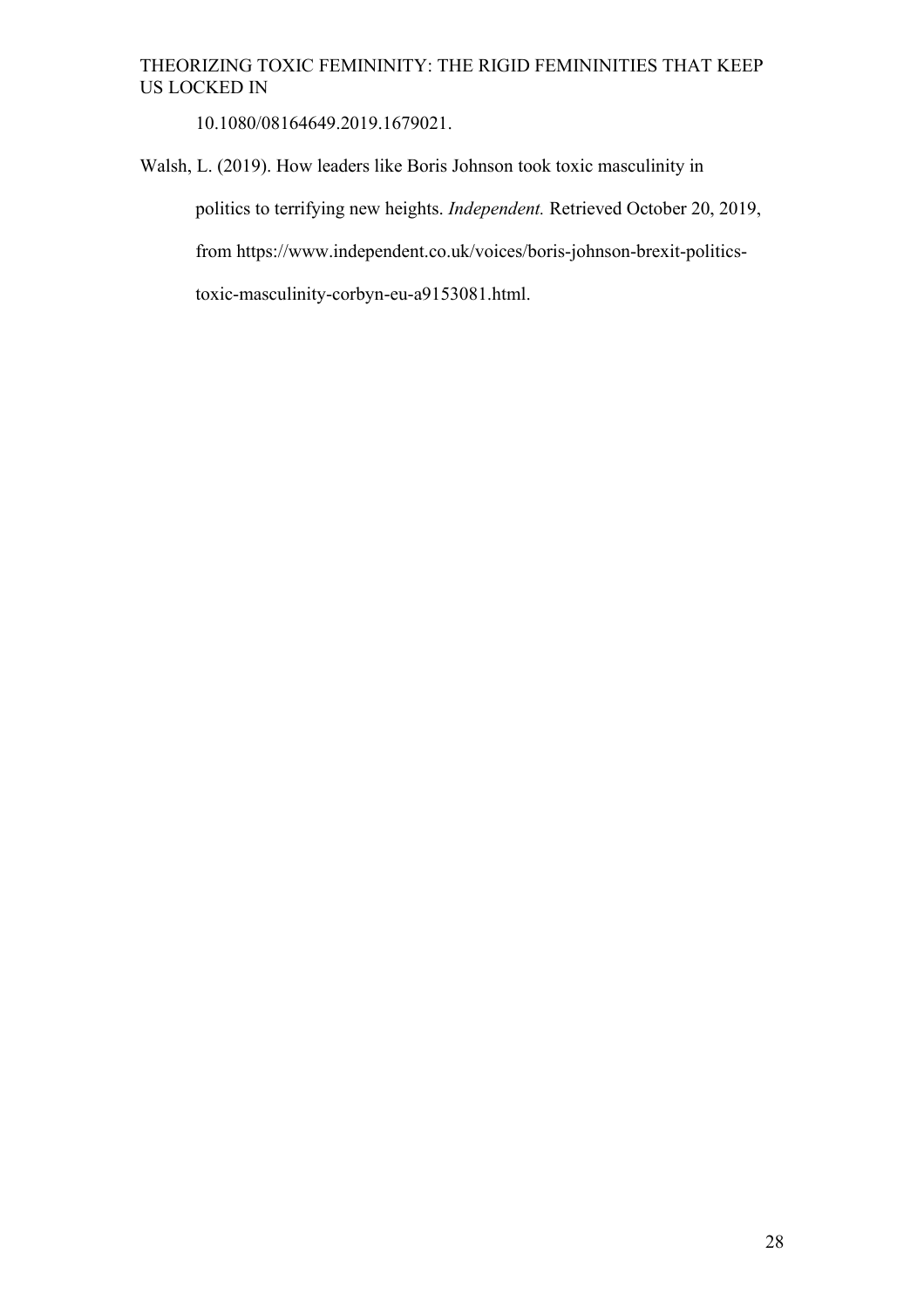10.1080/08164649.2019.1679021.

Walsh, L. (2019). How leaders like Boris Johnson took toxic masculinity in politics to terrifying new heights. *Independent.* Retrieved October 20, 2019, from https://www.independent.co.uk/voices/boris-johnson-brexit-politics-toxic-masculinity-corbyn-eu-a9153081.html.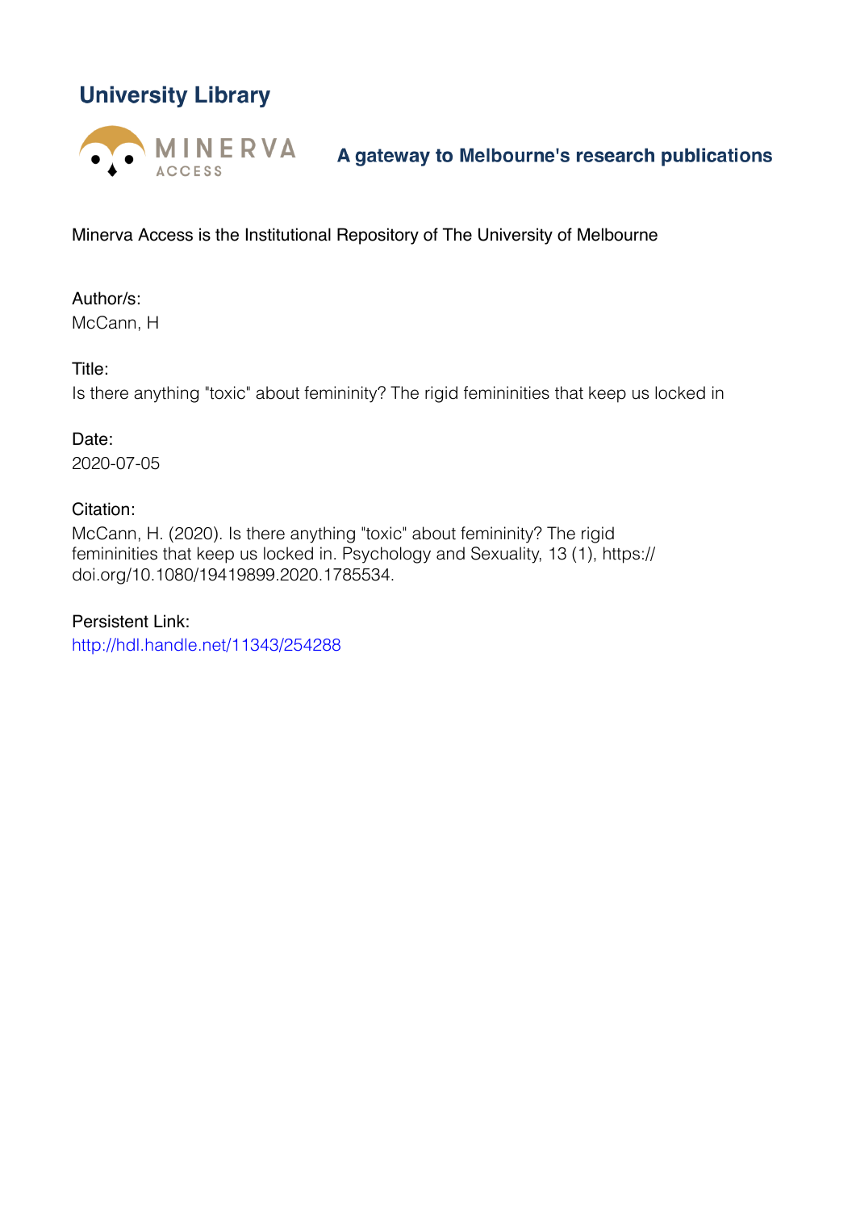# University Library

MINERVA ACCESS

**A gateway to Melbourne's research publications**

Minerva Access is the Institutional Repository of The University of Melbourne

Author/s:
McCann, H

Title:
Is there anything "toxic" about femininity? The rigid femininities that keep us locked in

Date:
2020-07-05

Citation:
McCann, H. (2020). Is there anything "toxic" about femininity? The rigid femininities that keep us locked in. Psychology and Sexuality, 13 (1), https://doi.org/10.1080/19419899.2020.1785534.

Persistent Link:
http://hdl.handle.net/11343/254288